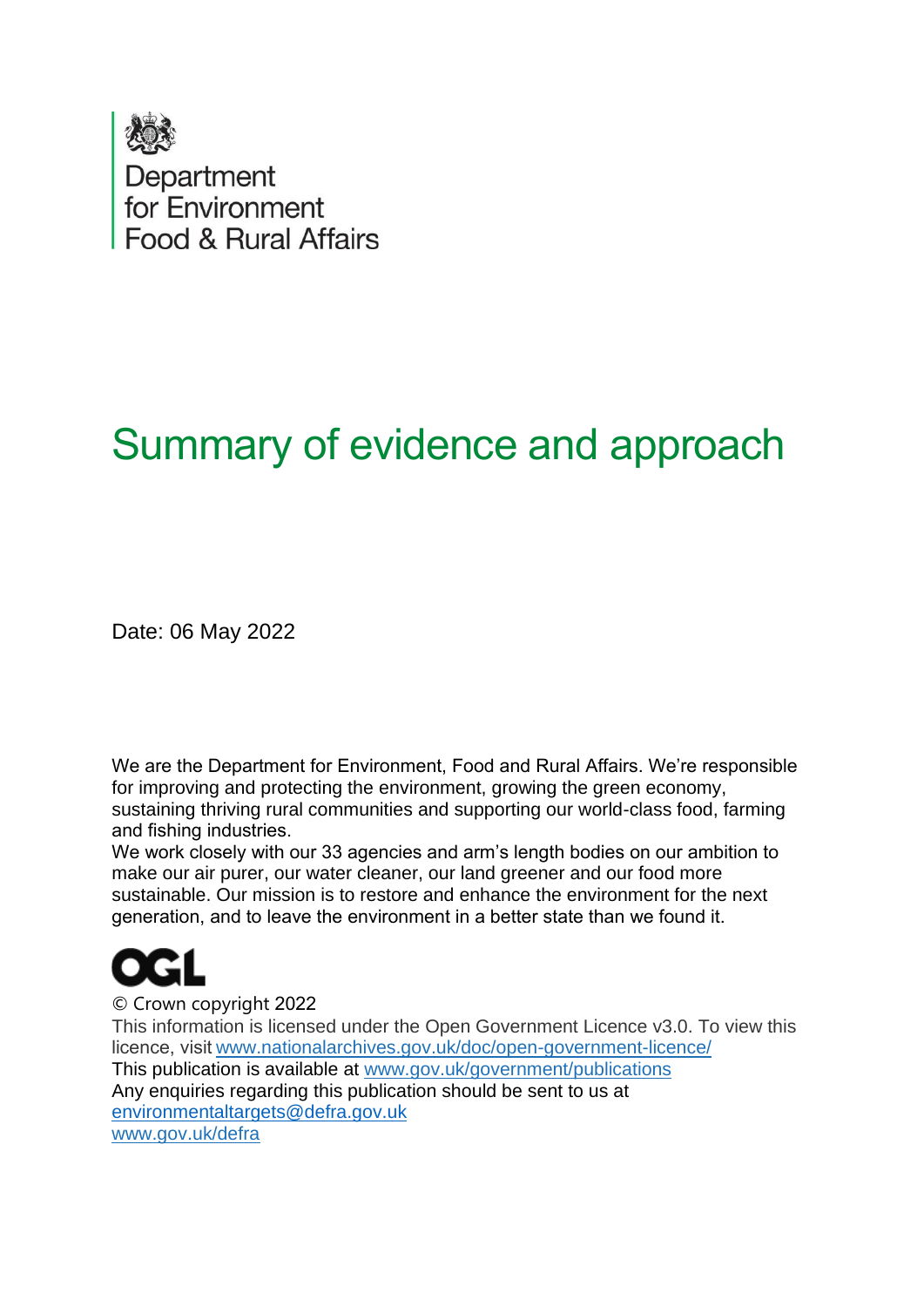Department
for Environment
Food & Rural Affairs

# Summary of evidence and approach

Date: 06 May 2022

We are the Department for Environment, Food and Rural Affairs. We're responsible for improving and protecting the environment, growing the green economy, sustaining thriving rural communities and supporting our world-class food, farming and fishing industries.

We work closely with our 33 agencies and arm's length bodies on our ambition to make our air purer, our water cleaner, our land greener and our food more sustainable. Our mission is to restore and enhance the environment for the next generation, and to leave the environment in a better state than we found it.

© Crown copyright 2022

This information is licensed under the Open Government Licence v3.0. To view this licence, visit www.nationalarchives.gov.uk/doc/open-government-licence/

This publication is available at www.gov.uk/government/publications

Any enquiries regarding this publication should be sent to us at environmentaltargets@defra.gov.uk

www.gov.uk/defra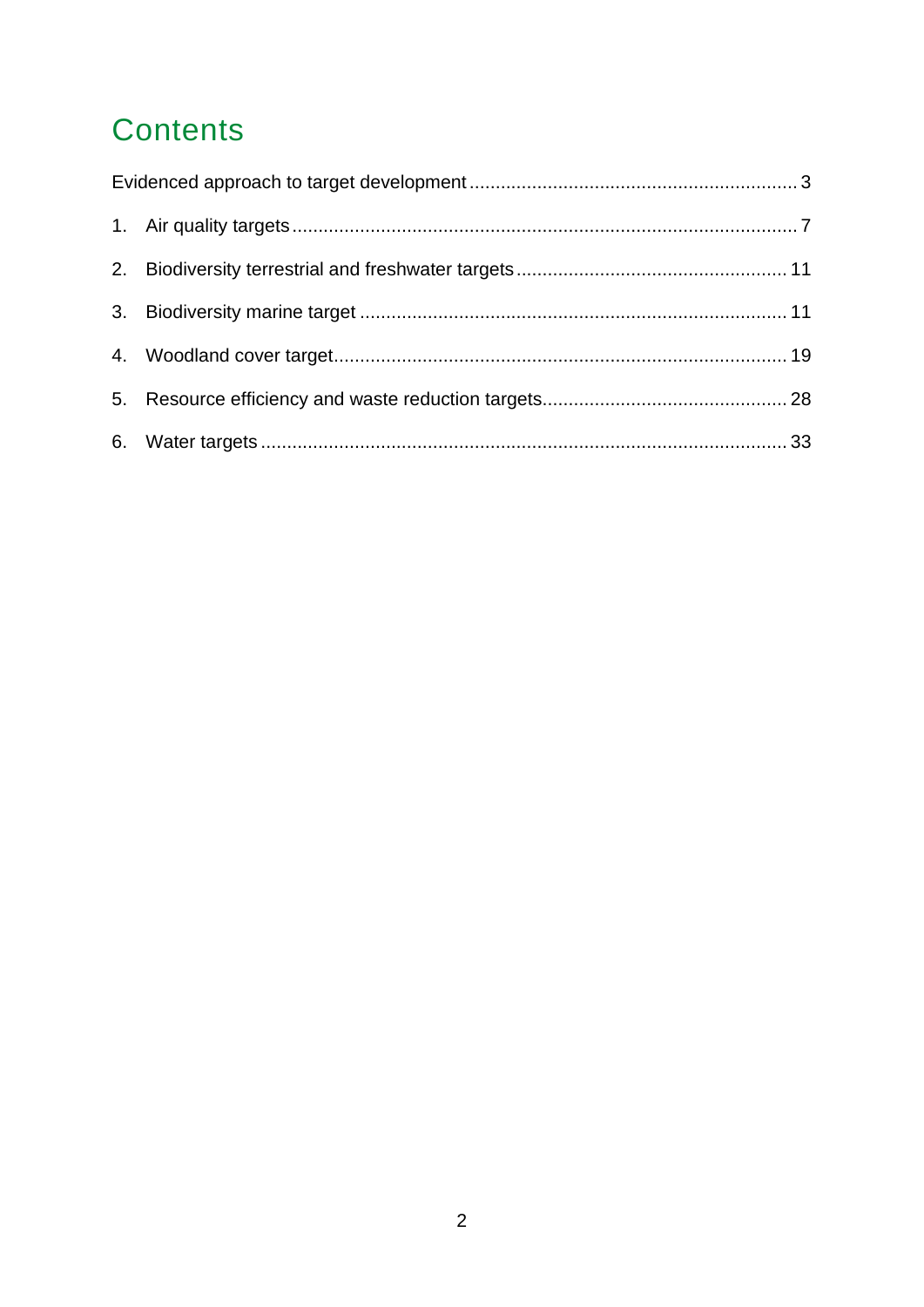# Contents

Evidenced approach to target development ............................................................ 3

1. Air quality targets ............................................................................................ 7
2. Biodiversity terrestrial and freshwater targets .................................................. 11
3. Biodiversity marine target ................................................................................ 11
4. Woodland cover target...................................................................................... 19
5. Resource efficiency and waste reduction targets.............................................. 28
6. Water targets .................................................................................................... 33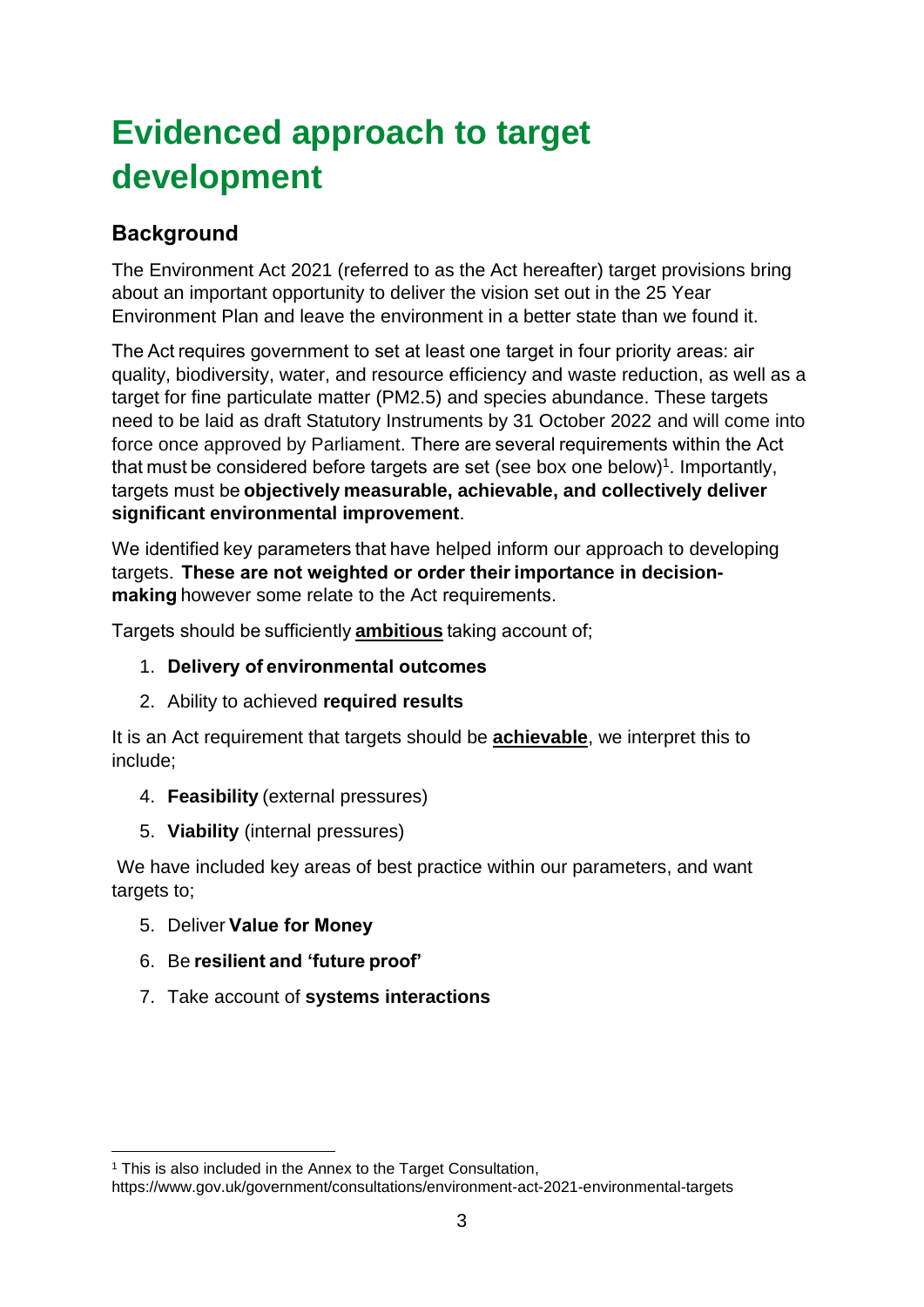# Evidenced approach to target development

## Background

The Environment Act 2021 (referred to as the Act hereafter) target provisions bring about an important opportunity to deliver the vision set out in the 25 Year Environment Plan and leave the environment in a better state than we found it.

The Act requires government to set at least one target in four priority areas: air quality, biodiversity, water, and resource efficiency and waste reduction, as well as a target for fine particulate matter (PM2.5) and species abundance. These targets need to be laid as draft Statutory Instruments by 31 October 2022 and will come into force once approved by Parliament. There are several requirements within the Act that must be considered before targets are set (see box one below)[1]. Importantly, targets must be **objectively measurable, achievable, and collectively deliver significant environmental improvement**.

We identified key parameters that have helped inform our approach to developing targets. **These are not weighted or order their importance in decision-making** however some relate to the Act requirements.

Targets should be sufficiently **ambitious** taking account of;

1. **Delivery of environmental outcomes**
2. Ability to achieved **required results**

It is an Act requirement that targets should be **achievable**, we interpret this to include;

4. **Feasibility** (external pressures)
5. **Viability** (internal pressures)

We have included key areas of best practice within our parameters, and want targets to;

5. Deliver **Value for Money**
6. Be **resilient and 'future proof'**
7. Take account of **systems interactions**

[1] This is also included in the Annex to the Target Consultation, https://www.gov.uk/government/consultations/environment-act-2021-environmental-targets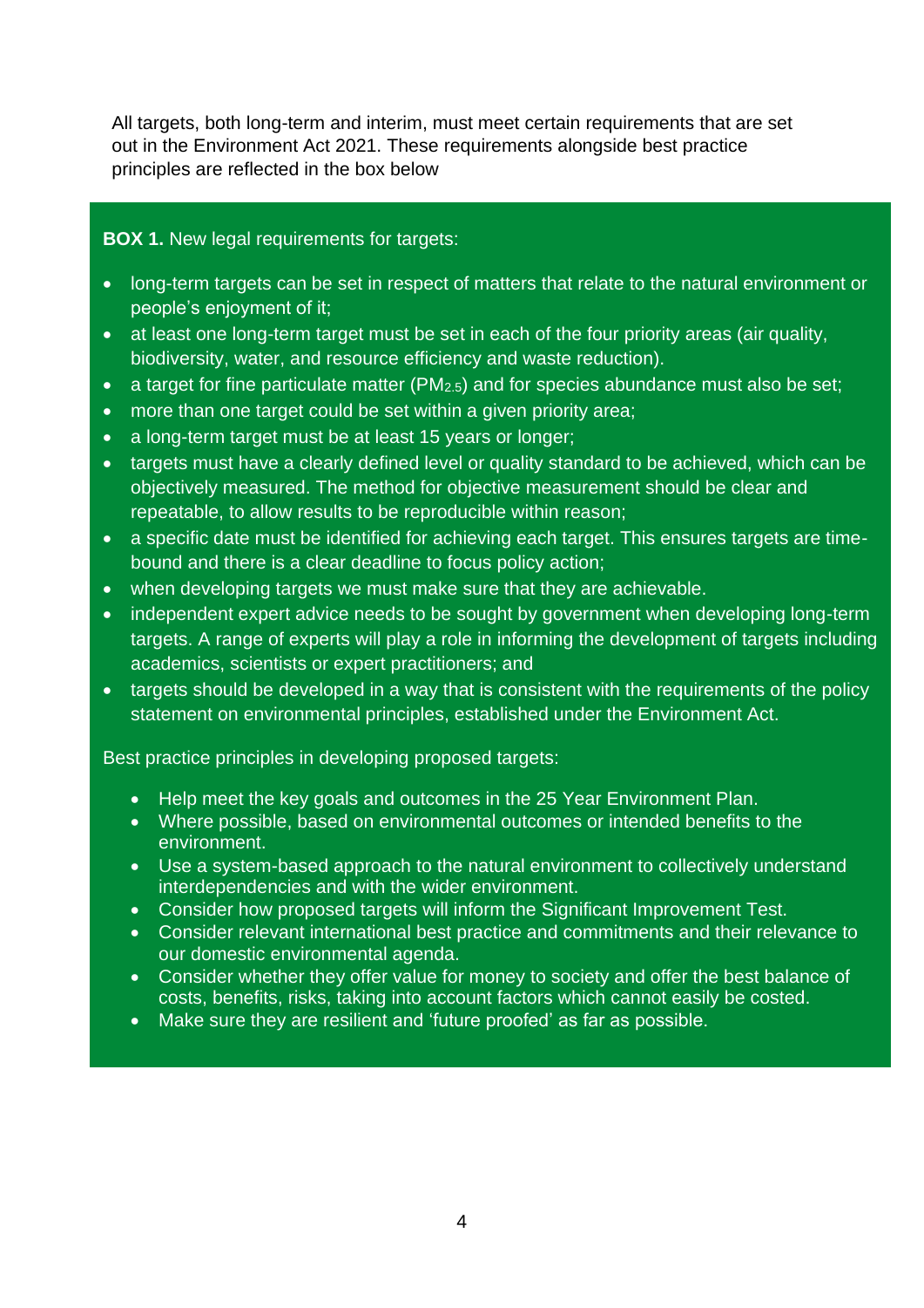All targets, both long-term and interim, must meet certain requirements that are set out in the Environment Act 2021. These requirements alongside best practice principles are reflected in the box below

**BOX 1.** New legal requirements for targets:

- long-term targets can be set in respect of matters that relate to the natural environment or people's enjoyment of it;
- at least one long-term target must be set in each of the four priority areas (air quality, biodiversity, water, and resource efficiency and waste reduction).
- a target for fine particulate matter ($PM_{2.5}$) and for species abundance must also be set;
- more than one target could be set within a given priority area;
- a long-term target must be at least 15 years or longer;
- targets must have a clearly defined level or quality standard to be achieved, which can be objectively measured. The method for objective measurement should be clear and repeatable, to allow results to be reproducible within reason;
- a specific date must be identified for achieving each target. This ensures targets are time-bound and there is a clear deadline to focus policy action;
- when developing targets we must make sure that they are achievable.
- independent expert advice needs to be sought by government when developing long-term targets. A range of experts will play a role in informing the development of targets including academics, scientists or expert practitioners; and
- targets should be developed in a way that is consistent with the requirements of the policy statement on environmental principles, established under the Environment Act.

Best practice principles in developing proposed targets:

- Help meet the key goals and outcomes in the 25 Year Environment Plan.
- Where possible, based on environmental outcomes or intended benefits to the environment.
- Use a system-based approach to the natural environment to collectively understand interdependencies and with the wider environment.
- Consider how proposed targets will inform the Significant Improvement Test.
- Consider relevant international best practice and commitments and their relevance to our domestic environmental agenda.
- Consider whether they offer value for money to society and offer the best balance of costs, benefits, risks, taking into account factors which cannot easily be costed.
- Make sure they are resilient and 'future proofed' as far as possible.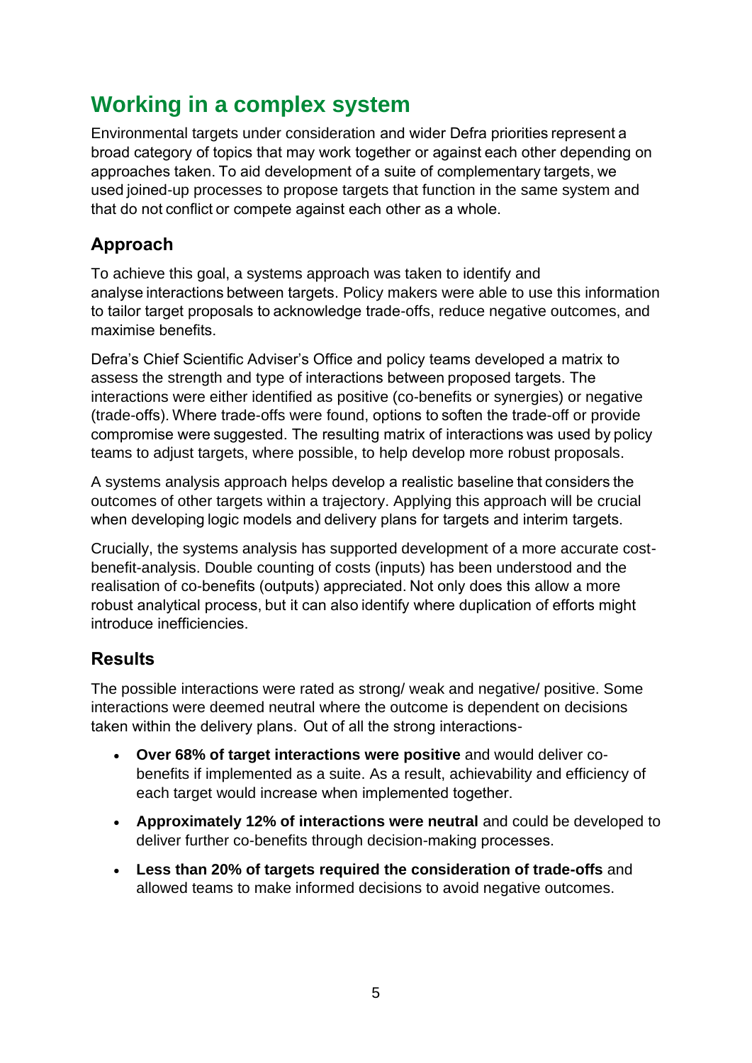## Working in a complex system

Environmental targets under consideration and wider Defra priorities represent a broad category of topics that may work together or against each other depending on approaches taken. To aid development of a suite of complementary targets, we used joined-up processes to propose targets that function in the same system and that do not conflict or compete against each other as a whole.

### Approach

To achieve this goal, a systems approach was taken to identify and analyse interactions between targets. Policy makers were able to use this information to tailor target proposals to acknowledge trade-offs, reduce negative outcomes, and maximise benefits.

Defra's Chief Scientific Adviser's Office and policy teams developed a matrix to assess the strength and type of interactions between proposed targets. The interactions were either identified as positive (co-benefits or synergies) or negative (trade-offs). Where trade-offs were found, options to soften the trade-off or provide compromise were suggested. The resulting matrix of interactions was used by policy teams to adjust targets, where possible, to help develop more robust proposals.

A systems analysis approach helps develop a realistic baseline that considers the outcomes of other targets within a trajectory. Applying this approach will be crucial when developing logic models and delivery plans for targets and interim targets.

Crucially, the systems analysis has supported development of a more accurate cost-benefit-analysis. Double counting of costs (inputs) has been understood and the realisation of co-benefits (outputs) appreciated. Not only does this allow a more robust analytical process, but it can also identify where duplication of efforts might introduce inefficiencies.

### Results

The possible interactions were rated as strong/ weak and negative/ positive. Some interactions were deemed neutral where the outcome is dependent on decisions taken within the delivery plans. Out of all the strong interactions-

- **Over 68% of target interactions were positive** and would deliver co-benefits if implemented as a suite. As a result, achievability and efficiency of each target would increase when implemented together.
- **Approximately 12% of interactions were neutral** and could be developed to deliver further co-benefits through decision-making processes.
- **Less than 20% of targets required the consideration of trade-offs** and allowed teams to make informed decisions to avoid negative outcomes.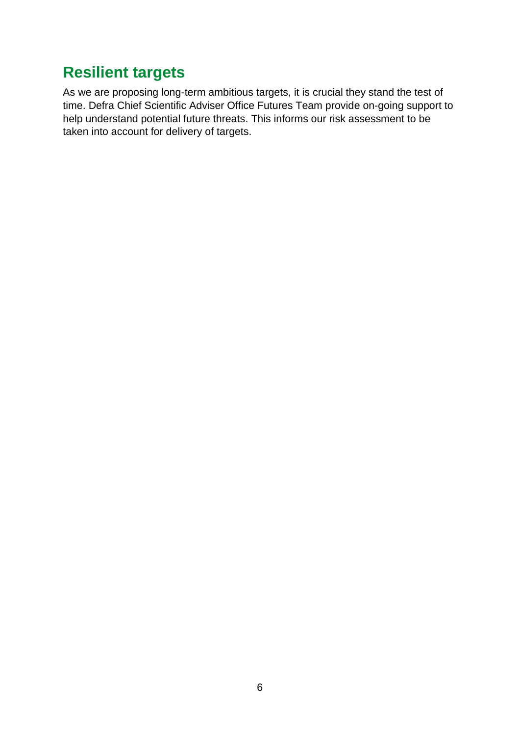## Resilient targets

As we are proposing long-term ambitious targets, it is crucial they stand the test of time. Defra Chief Scientific Adviser Office Futures Team provide on-going support to help understand potential future threats. This informs our risk assessment to be taken into account for delivery of targets.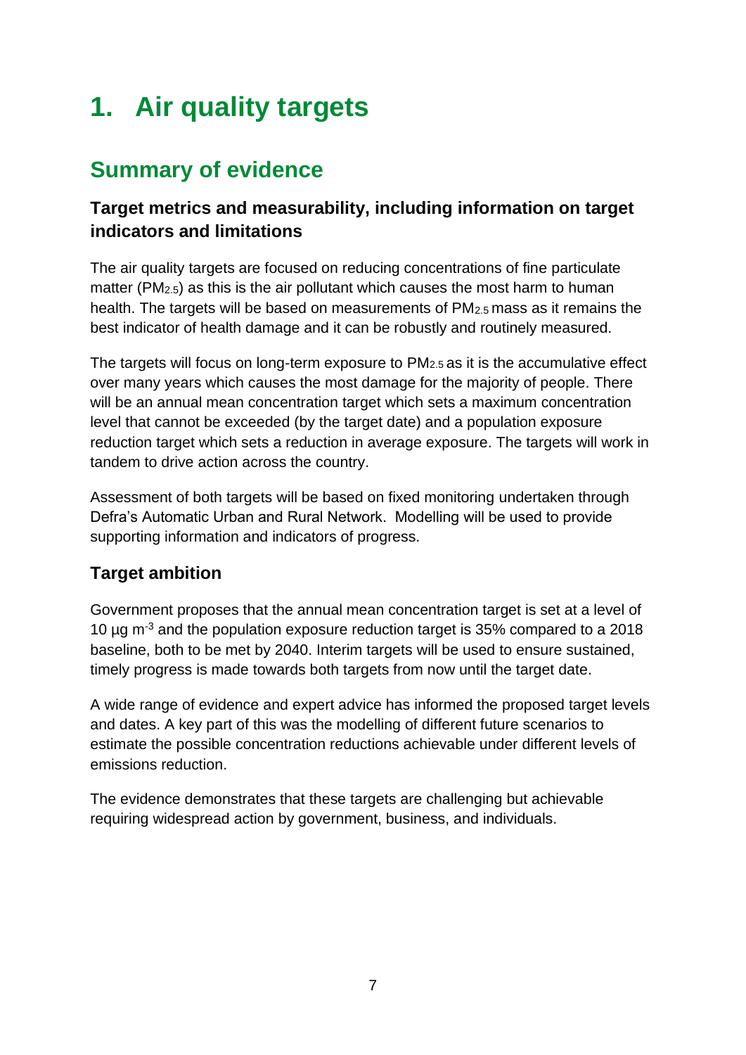# 1. Air quality targets

## Summary of evidence

### Target metrics and measurability, including information on target indicators and limitations

The air quality targets are focused on reducing concentrations of fine particulate matter ($PM_{2.5}$) as this is the air pollutant which causes the most harm to human health. The targets will be based on measurements of $PM_{2.5}$ mass as it remains the best indicator of health damage and it can be robustly and routinely measured.

The targets will focus on long-term exposure to $PM_{2.5}$ as it is the accumulative effect over many years which causes the most damage for the majority of people. There will be an annual mean concentration target which sets a maximum concentration level that cannot be exceeded (by the target date) and a population exposure reduction target which sets a reduction in average exposure. The targets will work in tandem to drive action across the country.

Assessment of both targets will be based on fixed monitoring undertaken through Defra's Automatic Urban and Rural Network. Modelling will be used to provide supporting information and indicators of progress.

### Target ambition

Government proposes that the annual mean concentration target is set at a level of 10 $\mu g\ m^{-3}$ and the population exposure reduction target is 35% compared to a 2018 baseline, both to be met by 2040. Interim targets will be used to ensure sustained, timely progress is made towards both targets from now until the target date.

A wide range of evidence and expert advice has informed the proposed target levels and dates. A key part of this was the modelling of different future scenarios to estimate the possible concentration reductions achievable under different levels of emissions reduction.

The evidence demonstrates that these targets are challenging but achievable requiring widespread action by government, business, and individuals.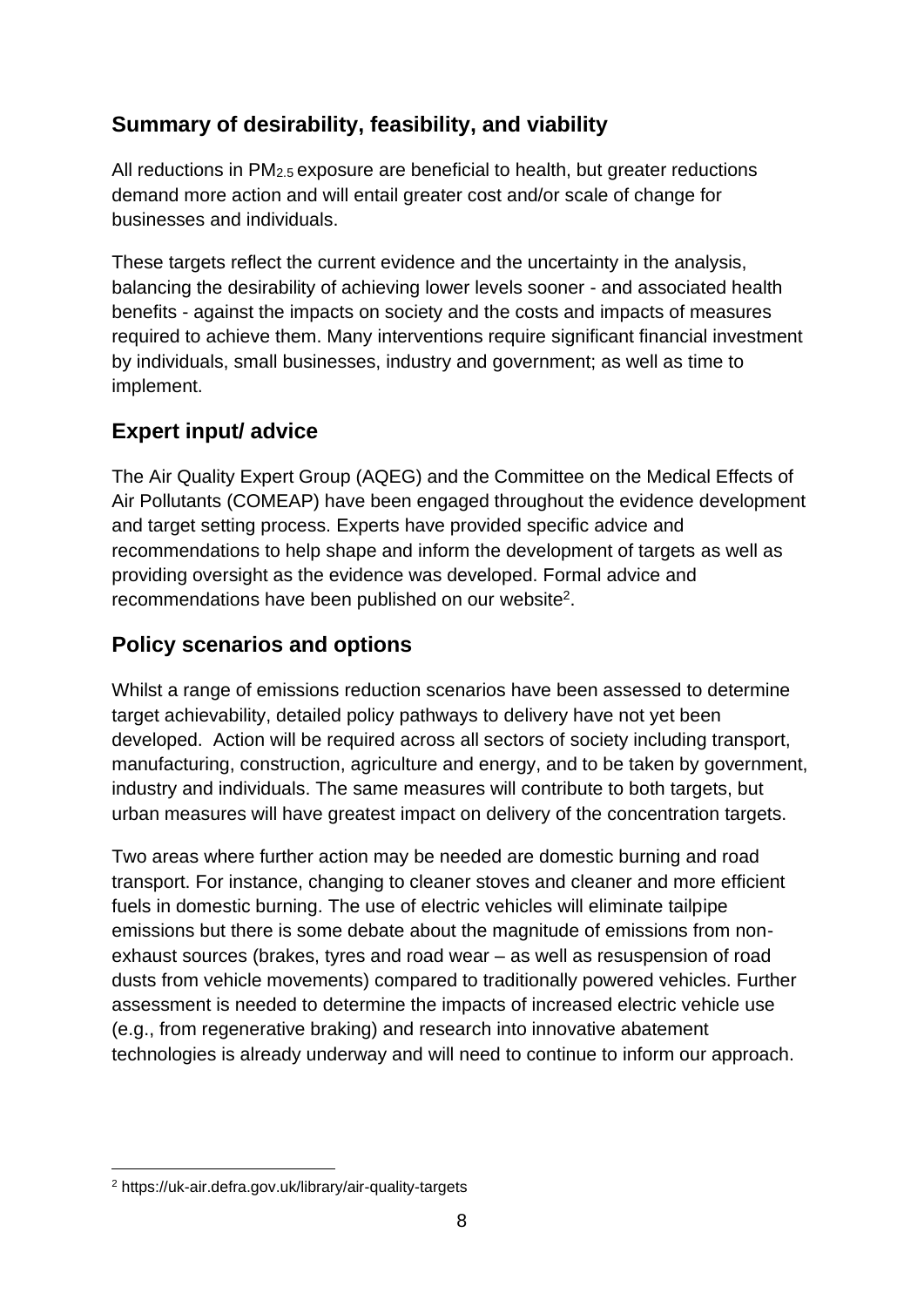## Summary of desirability, feasibility, and viability

All reductions in $PM_{2.5}$ exposure are beneficial to health, but greater reductions demand more action and will entail greater cost and/or scale of change for businesses and individuals.

These targets reflect the current evidence and the uncertainty in the analysis, balancing the desirability of achieving lower levels sooner - and associated health benefits - against the impacts on society and the costs and impacts of measures required to achieve them. Many interventions require significant financial investment by individuals, small businesses, industry and government; as well as time to implement.

## Expert input/ advice

The Air Quality Expert Group (AQEG) and the Committee on the Medical Effects of Air Pollutants (COMEAP) have been engaged throughout the evidence development and target setting process. Experts have provided specific advice and recommendations to help shape and inform the development of targets as well as providing oversight as the evidence was developed. Formal advice and recommendations have been published on our website[2].

## Policy scenarios and options

Whilst a range of emissions reduction scenarios have been assessed to determine target achievability, detailed policy pathways to delivery have not yet been developed. Action will be required across all sectors of society including transport, manufacturing, construction, agriculture and energy, and to be taken by government, industry and individuals. The same measures will contribute to both targets, but urban measures will have greatest impact on delivery of the concentration targets.

Two areas where further action may be needed are domestic burning and road transport. For instance, changing to cleaner stoves and cleaner and more efficient fuels in domestic burning. The use of electric vehicles will eliminate tailpipe emissions but there is some debate about the magnitude of emissions from non-exhaust sources (brakes, tyres and road wear – as well as resuspension of road dusts from vehicle movements) compared to traditionally powered vehicles. Further assessment is needed to determine the impacts of increased electric vehicle use (e.g., from regenerative braking) and research into innovative abatement technologies is already underway and will need to continue to inform our approach.

---

[2] https://uk-air.defra.gov.uk/library/air-quality-targets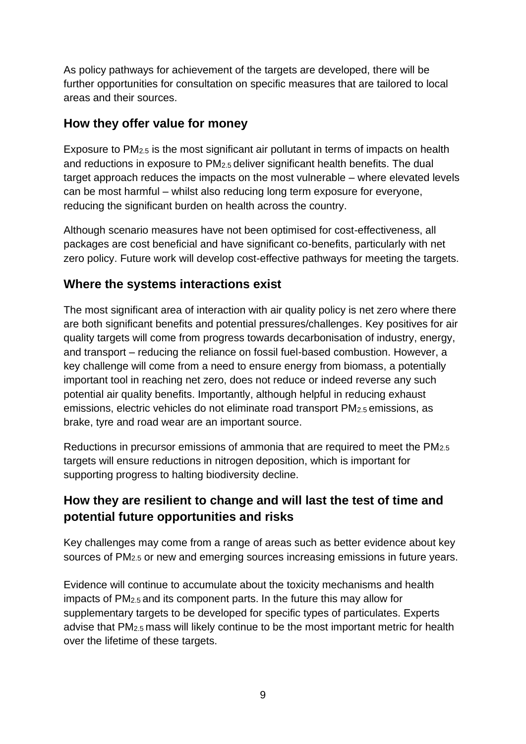As policy pathways for achievement of the targets are developed, there will be further opportunities for consultation on specific measures that are tailored to local areas and their sources.

## How they offer value for money

Exposure to $PM_{2.5}$ is the most significant air pollutant in terms of impacts on health and reductions in exposure to $PM_{2.5}$ deliver significant health benefits. The dual target approach reduces the impacts on the most vulnerable – where elevated levels can be most harmful – whilst also reducing long term exposure for everyone, reducing the significant burden on health across the country.

Although scenario measures have not been optimised for cost-effectiveness, all packages are cost beneficial and have significant co-benefits, particularly with net zero policy. Future work will develop cost-effective pathways for meeting the targets.

## Where the systems interactions exist

The most significant area of interaction with air quality policy is net zero where there are both significant benefits and potential pressures/challenges. Key positives for air quality targets will come from progress towards decarbonisation of industry, energy, and transport – reducing the reliance on fossil fuel-based combustion. However, a key challenge will come from a need to ensure energy from biomass, a potentially important tool in reaching net zero, does not reduce or indeed reverse any such potential air quality benefits. Importantly, although helpful in reducing exhaust emissions, electric vehicles do not eliminate road transport $PM_{2.5}$ emissions, as brake, tyre and road wear are an important source.

Reductions in precursor emissions of ammonia that are required to meet the $PM_{2.5}$ targets will ensure reductions in nitrogen deposition, which is important for supporting progress to halting biodiversity decline.

## How they are resilient to change and will last the test of time and potential future opportunities and risks

Key challenges may come from a range of areas such as better evidence about key sources of $PM_{2.5}$ or new and emerging sources increasing emissions in future years.

Evidence will continue to accumulate about the toxicity mechanisms and health impacts of $PM_{2.5}$ and its component parts. In the future this may allow for supplementary targets to be developed for specific types of particulates. Experts advise that $PM_{2.5}$ mass will likely continue to be the most important metric for health over the lifetime of these targets.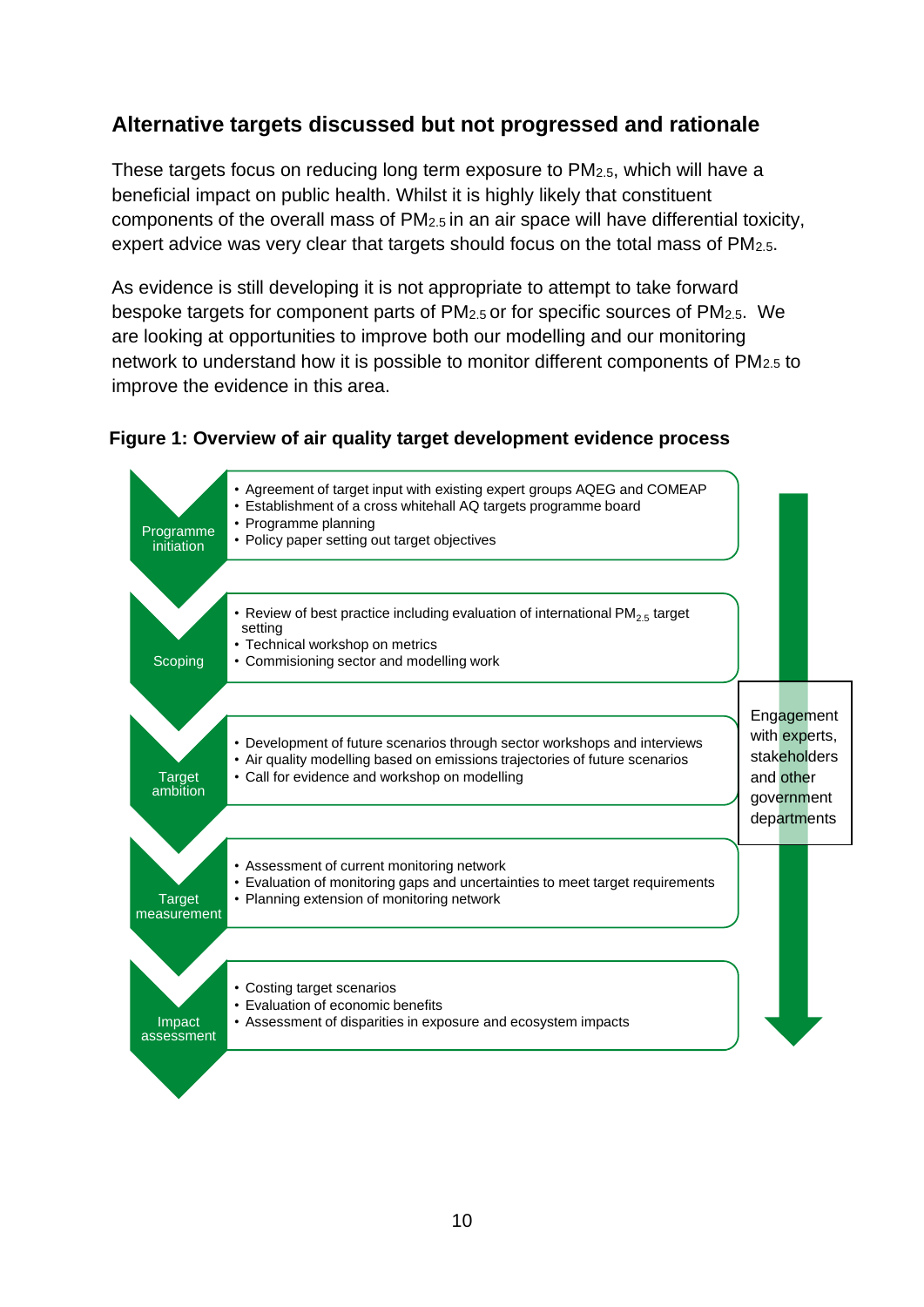## Alternative targets discussed but not progressed and rationale

These targets focus on reducing long term exposure to $PM_{2.5}$, which will have a beneficial impact on public health. Whilst it is highly likely that constituent components of the overall mass of $PM_{2.5}$ in an air space will have differential toxicity, expert advice was very clear that targets should focus on the total mass of $PM_{2.5}$.

As evidence is still developing it is not appropriate to attempt to take forward bespoke targets for component parts of $PM_{2.5}$ or for specific sources of $PM_{2.5}$. We are looking at opportunities to improve both our modelling and our monitoring network to understand how it is possible to monitor different components of $PM_{2.5}$ to improve the evidence in this area.

**Figure 1: Overview of air quality target development evidence process**

**Programme initiation**
- Agreement of target input with existing expert groups AQEG and COMEAP
- Establishment of a cross whitehall AQ targets programme board
- Programme planning
- Policy paper setting out target objectives

**Scoping**
- Review of best practice including evaluation of international $PM_{2.5}$ target setting
- Technical workshop on metrics
- Commisioning sector and modelling work

**Target ambition**
- Development of future scenarios through sector workshops and interviews
- Air quality modelling based on emissions trajectories of future scenarios
- Call for evidence and workshop on modelling

**Target measurement**
- Assessment of current monitoring network
- Evaluation of monitoring gaps and uncertainties to meet target requirements
- Planning extension of monitoring network

**Impact assessment**
- Costing target scenarios
- Evaluation of economic benefits
- Assessment of disparities in exposure and ecosystem impacts

Engagement with experts, stakeholders and other government departments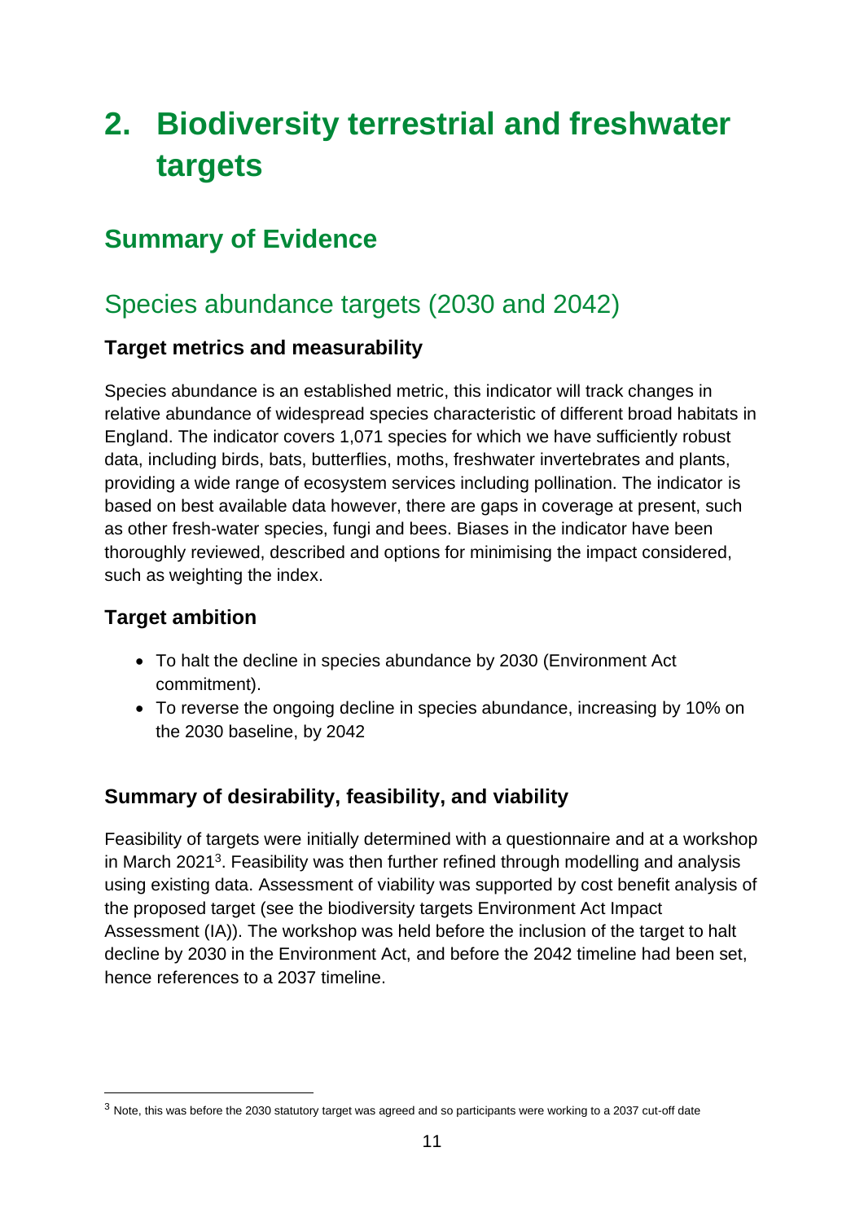# 2. Biodiversity terrestrial and freshwater targets

## Summary of Evidence

### Species abundance targets (2030 and 2042)

#### Target metrics and measurability

Species abundance is an established metric, this indicator will track changes in relative abundance of widespread species characteristic of different broad habitats in England. The indicator covers 1,071 species for which we have sufficiently robust data, including birds, bats, butterflies, moths, freshwater invertebrates and plants, providing a wide range of ecosystem services including pollination. The indicator is based on best available data however, there are gaps in coverage at present, such as other fresh-water species, fungi and bees. Biases in the indicator have been thoroughly reviewed, described and options for minimising the impact considered, such as weighting the index.

#### Target ambition

- To halt the decline in species abundance by 2030 (Environment Act commitment).
- To reverse the ongoing decline in species abundance, increasing by 10% on the 2030 baseline, by 2042

#### Summary of desirability, feasibility, and viability

Feasibility of targets were initially determined with a questionnaire and at a workshop in March 2021[3]. Feasibility was then further refined through modelling and analysis using existing data. Assessment of viability was supported by cost benefit analysis of the proposed target (see the biodiversity targets Environment Act Impact Assessment (IA)). The workshop was held before the inclusion of the target to halt decline by 2030 in the Environment Act, and before the 2042 timeline had been set, hence references to a 2037 timeline.

[3] Note, this was before the 2030 statutory target was agreed and so participants were working to a 2037 cut-off date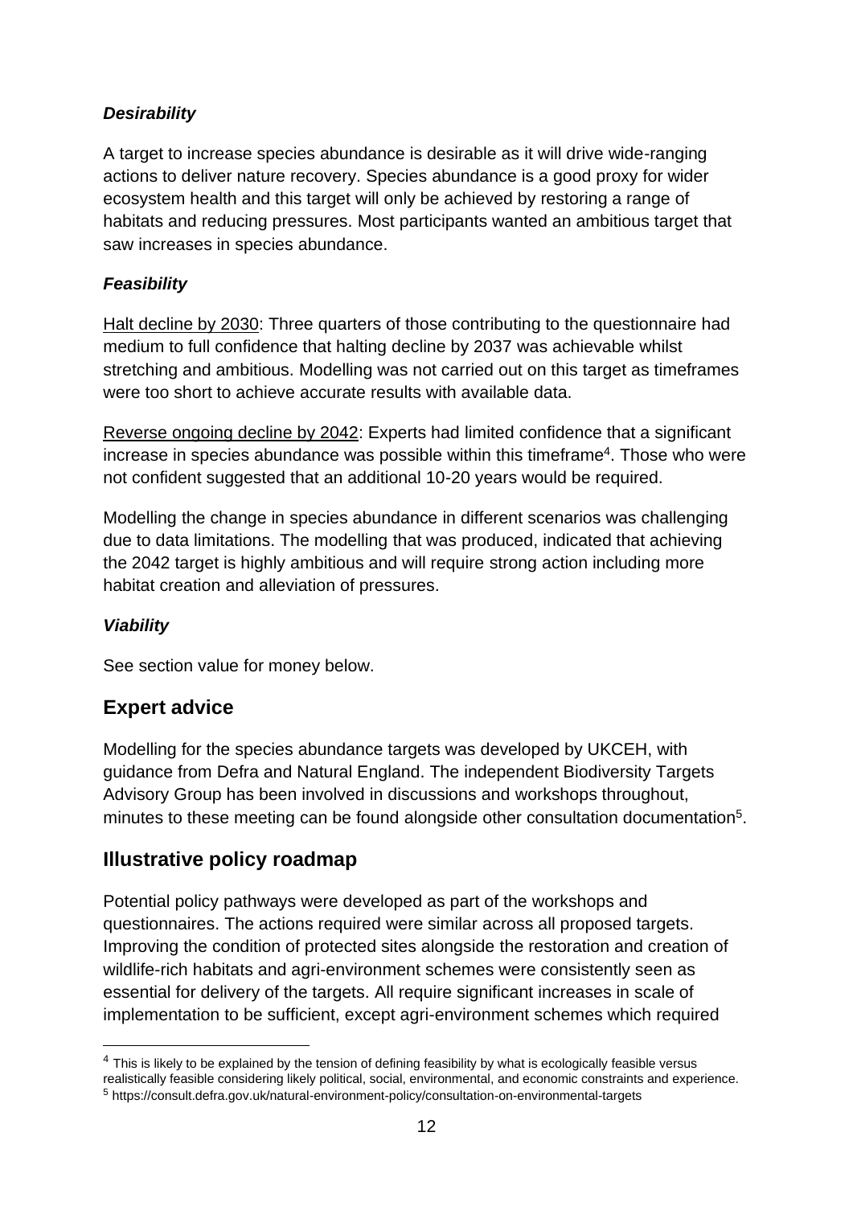#### *Desirability*

A target to increase species abundance is desirable as it will drive wide-ranging actions to deliver nature recovery. Species abundance is a good proxy for wider ecosystem health and this target will only be achieved by restoring a range of habitats and reducing pressures. Most participants wanted an ambitious target that saw increases in species abundance.

#### *Feasibility*

<u>Halt decline by 2030</u>: Three quarters of those contributing to the questionnaire had medium to full confidence that halting decline by 2037 was achievable whilst stretching and ambitious. Modelling was not carried out on this target as timeframes were too short to achieve accurate results with available data.

<u>Reverse ongoing decline by 2042</u>: Experts had limited confidence that a significant increase in species abundance was possible within this timeframe[4]. Those who were not confident suggested that an additional 10-20 years would be required.

Modelling the change in species abundance in different scenarios was challenging due to data limitations. The modelling that was produced, indicated that achieving the 2042 target is highly ambitious and will require strong action including more habitat creation and alleviation of pressures.

#### *Viability*

See section value for money below.

## Expert advice

Modelling for the species abundance targets was developed by UKCEH, with guidance from Defra and Natural England. The independent Biodiversity Targets Advisory Group has been involved in discussions and workshops throughout, minutes to these meeting can be found alongside other consultation documentation[5].

## Illustrative policy roadmap

Potential policy pathways were developed as part of the workshops and questionnaires. The actions required were similar across all proposed targets. Improving the condition of protected sites alongside the restoration and creation of wildlife-rich habitats and agri-environment schemes were consistently seen as essential for delivery of the targets. All require significant increases in scale of implementation to be sufficient, except agri-environment schemes which required

[4] This is likely to be explained by the tension of defining feasibility by what is ecologically feasible versus realistically feasible considering likely political, social, environmental, and economic constraints and experience.

[5] https://consult.defra.gov.uk/natural-environment-policy/consultation-on-environmental-targets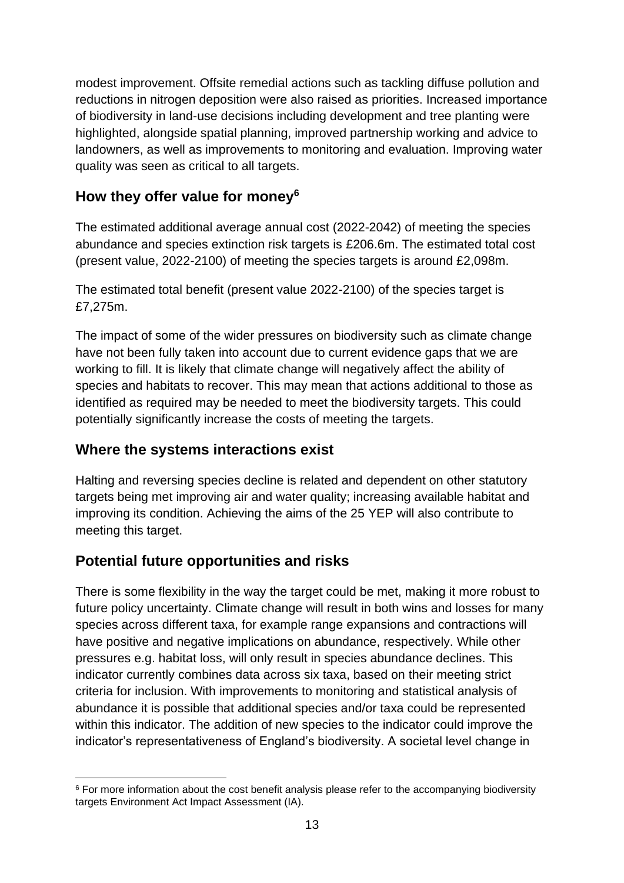modest improvement. Offsite remedial actions such as tackling diffuse pollution and reductions in nitrogen deposition were also raised as priorities. Increased importance of biodiversity in land-use decisions including development and tree planting were highlighted, alongside spatial planning, improved partnership working and advice to landowners, as well as improvements to monitoring and evaluation. Improving water quality was seen as critical to all targets.

## How they offer value for money[6]

The estimated additional average annual cost (2022-2042) of meeting the species abundance and species extinction risk targets is £206.6m. The estimated total cost (present value, 2022-2100) of meeting the species targets is around £2,098m.

The estimated total benefit (present value 2022-2100) of the species target is £7,275m.

The impact of some of the wider pressures on biodiversity such as climate change have not been fully taken into account due to current evidence gaps that we are working to fill. It is likely that climate change will negatively affect the ability of species and habitats to recover. This may mean that actions additional to those as identified as required may be needed to meet the biodiversity targets. This could potentially significantly increase the costs of meeting the targets.

## Where the systems interactions exist

Halting and reversing species decline is related and dependent on other statutory targets being met improving air and water quality; increasing available habitat and improving its condition. Achieving the aims of the 25 YEP will also contribute to meeting this target.

## Potential future opportunities and risks

There is some flexibility in the way the target could be met, making it more robust to future policy uncertainty. Climate change will result in both wins and losses for many species across different taxa, for example range expansions and contractions will have positive and negative implications on abundance, respectively. While other pressures e.g. habitat loss, will only result in species abundance declines. This indicator currently combines data across six taxa, based on their meeting strict criteria for inclusion. With improvements to monitoring and statistical analysis of abundance it is possible that additional species and/or taxa could be represented within this indicator. The addition of new species to the indicator could improve the indicator's representativeness of England's biodiversity. A societal level change in

---

[6] For more information about the cost benefit analysis please refer to the accompanying biodiversity targets Environment Act Impact Assessment (IA).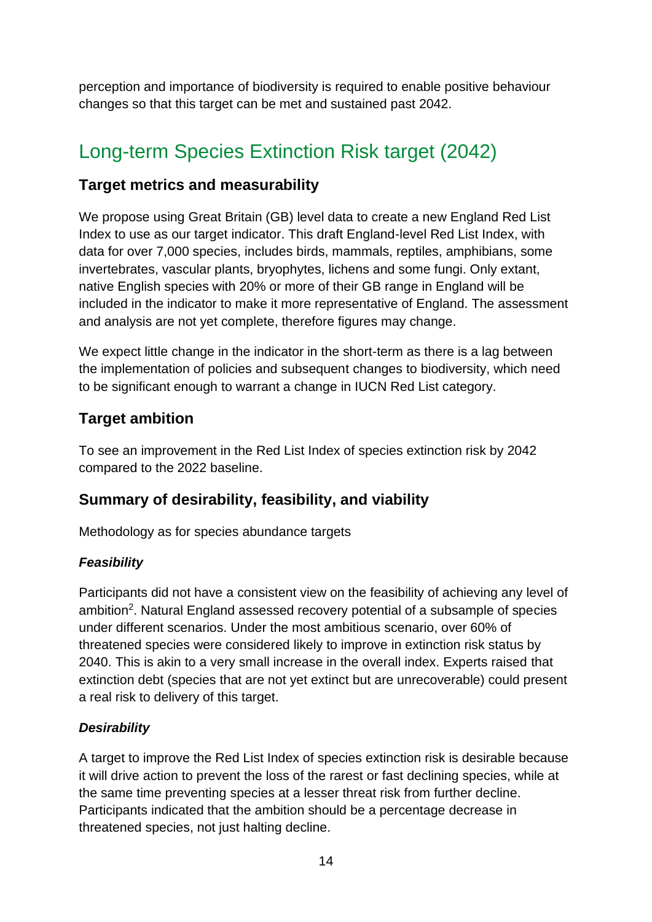perception and importance of biodiversity is required to enable positive behaviour changes so that this target can be met and sustained past 2042.

## Long-term Species Extinction Risk target (2042)

### Target metrics and measurability

We propose using Great Britain (GB) level data to create a new England Red List Index to use as our target indicator. This draft England-level Red List Index, with data for over 7,000 species, includes birds, mammals, reptiles, amphibians, some invertebrates, vascular plants, bryophytes, lichens and some fungi. Only extant, native English species with 20% or more of their GB range in England will be included in the indicator to make it more representative of England. The assessment and analysis are not yet complete, therefore figures may change.

We expect little change in the indicator in the short-term as there is a lag between the implementation of policies and subsequent changes to biodiversity, which need to be significant enough to warrant a change in IUCN Red List category.

### Target ambition

To see an improvement in the Red List Index of species extinction risk by 2042 compared to the 2022 baseline.

### Summary of desirability, feasibility, and viability

Methodology as for species abundance targets

#### *Feasibility*

Participants did not have a consistent view on the feasibility of achieving any level of ambition[2]. Natural England assessed recovery potential of a subsample of species under different scenarios. Under the most ambitious scenario, over 60% of threatened species were considered likely to improve in extinction risk status by 2040. This is akin to a very small increase in the overall index. Experts raised that extinction debt (species that are not yet extinct but are unrecoverable) could present a real risk to delivery of this target.

#### *Desirability*

A target to improve the Red List Index of species extinction risk is desirable because it will drive action to prevent the loss of the rarest or fast declining species, while at the same time preventing species at a lesser threat risk from further decline. Participants indicated that the ambition should be a percentage decrease in threatened species, not just halting decline.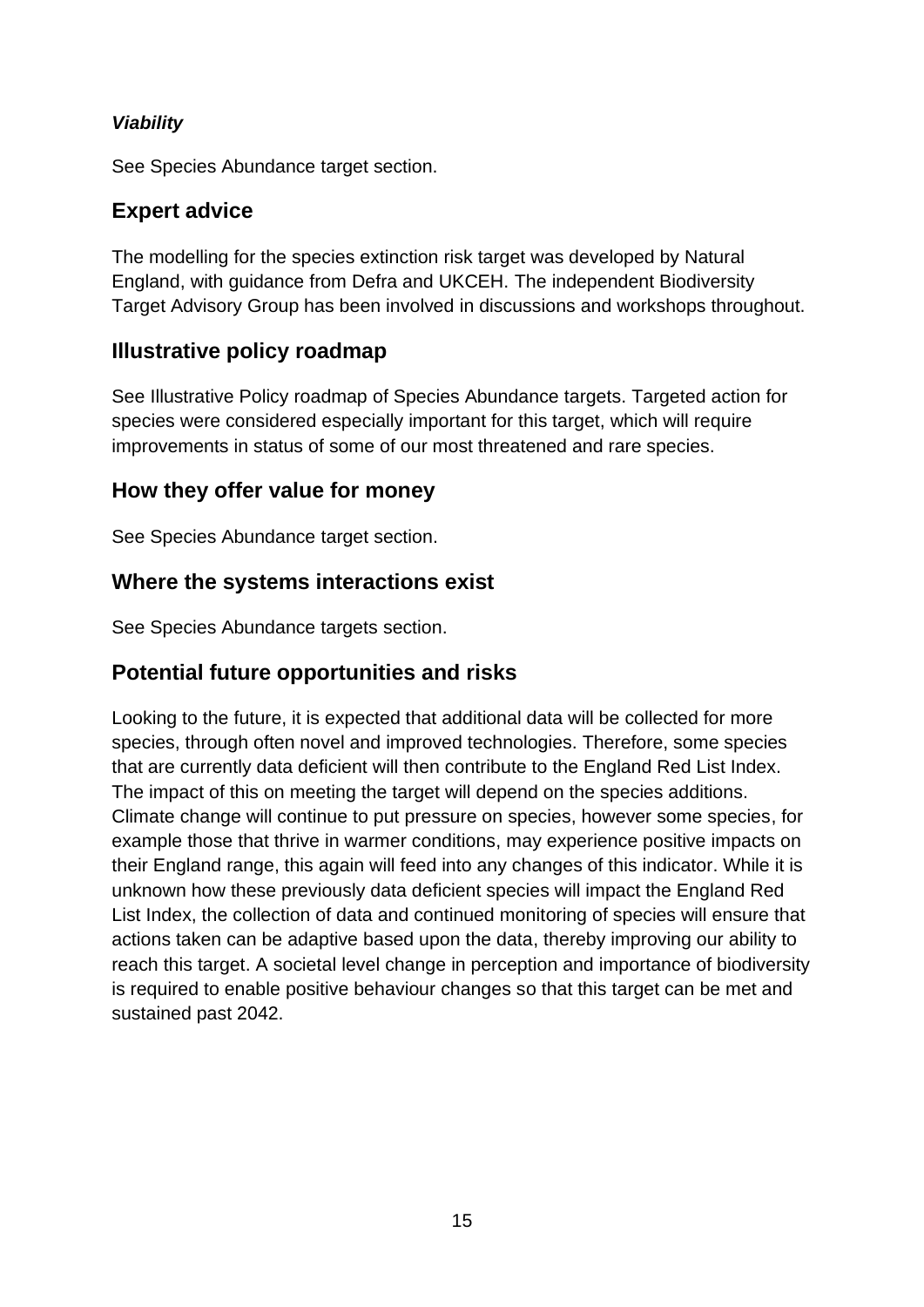***Viability***

See Species Abundance target section.

## Expert advice

The modelling for the species extinction risk target was developed by Natural England, with guidance from Defra and UKCEH. The independent Biodiversity Target Advisory Group has been involved in discussions and workshops throughout.

## Illustrative policy roadmap

See Illustrative Policy roadmap of Species Abundance targets. Targeted action for species were considered especially important for this target, which will require improvements in status of some of our most threatened and rare species.

## How they offer value for money

See Species Abundance target section.

## Where the systems interactions exist

See Species Abundance targets section.

## Potential future opportunities and risks

Looking to the future, it is expected that additional data will be collected for more species, through often novel and improved technologies. Therefore, some species that are currently data deficient will then contribute to the England Red List Index. The impact of this on meeting the target will depend on the species additions. Climate change will continue to put pressure on species, however some species, for example those that thrive in warmer conditions, may experience positive impacts on their England range, this again will feed into any changes of this indicator. While it is unknown how these previously data deficient species will impact the England Red List Index, the collection of data and continued monitoring of species will ensure that actions taken can be adaptive based upon the data, thereby improving our ability to reach this target. A societal level change in perception and importance of biodiversity is required to enable positive behaviour changes so that this target can be met and sustained past 2042.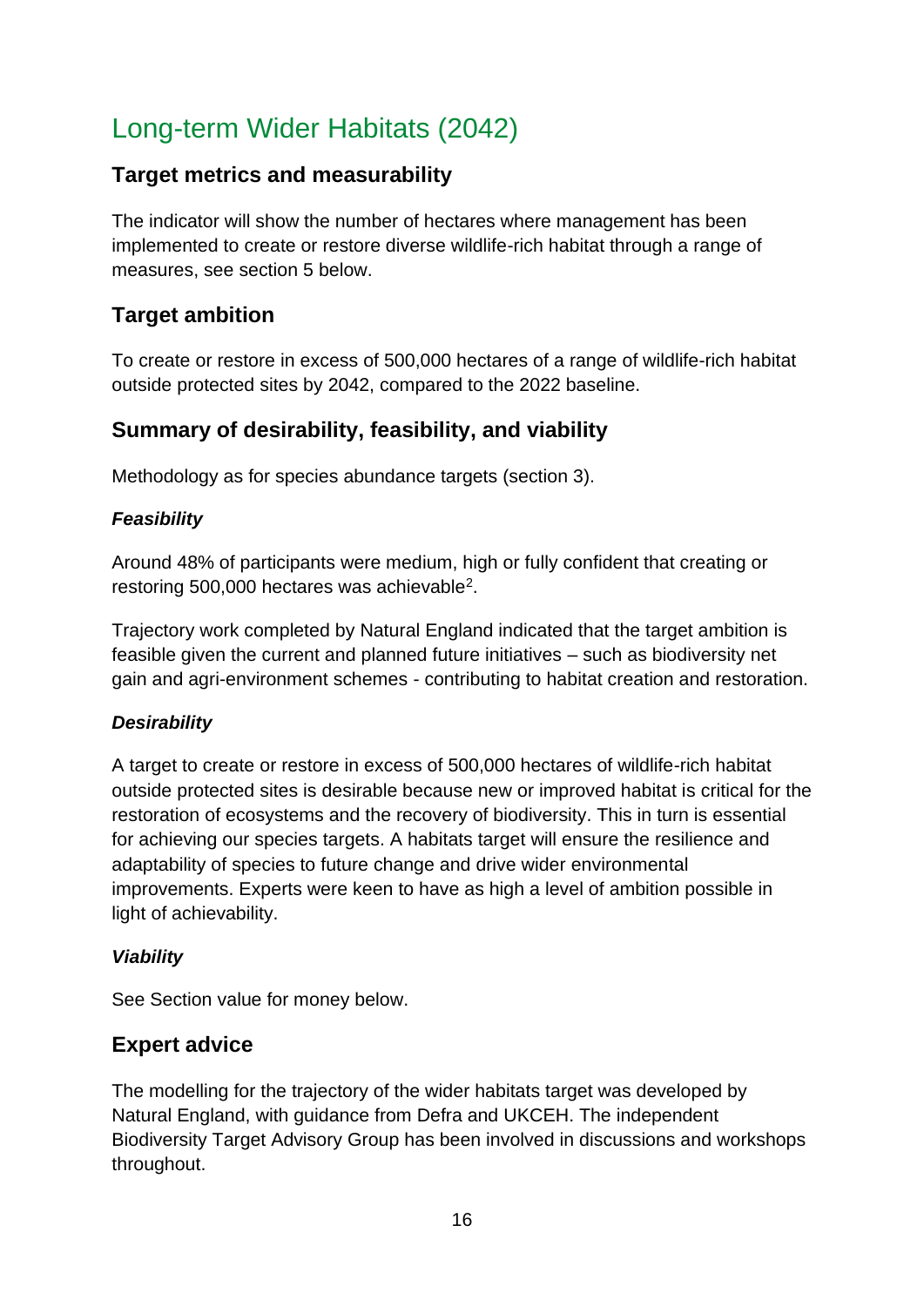# Long-term Wider Habitats (2042)

## Target metrics and measurability

The indicator will show the number of hectares where management has been implemented to create or restore diverse wildlife-rich habitat through a range of measures, see section 5 below.

## Target ambition

To create or restore in excess of 500,000 hectares of a range of wildlife-rich habitat outside protected sites by 2042, compared to the 2022 baseline.

## Summary of desirability, feasibility, and viability

Methodology as for species abundance targets (section 3).

### *Feasibility*

Around 48% of participants were medium, high or fully confident that creating or restoring 500,000 hectares was achievable[2].

Trajectory work completed by Natural England indicated that the target ambition is feasible given the current and planned future initiatives – such as biodiversity net gain and agri-environment schemes - contributing to habitat creation and restoration.

### *Desirability*

A target to create or restore in excess of 500,000 hectares of wildlife-rich habitat outside protected sites is desirable because new or improved habitat is critical for the restoration of ecosystems and the recovery of biodiversity. This in turn is essential for achieving our species targets. A habitats target will ensure the resilience and adaptability of species to future change and drive wider environmental improvements. Experts were keen to have as high a level of ambition possible in light of achievability.

### *Viability*

See Section value for money below.

## Expert advice

The modelling for the trajectory of the wider habitats target was developed by Natural England, with guidance from Defra and UKCEH. The independent Biodiversity Target Advisory Group has been involved in discussions and workshops throughout.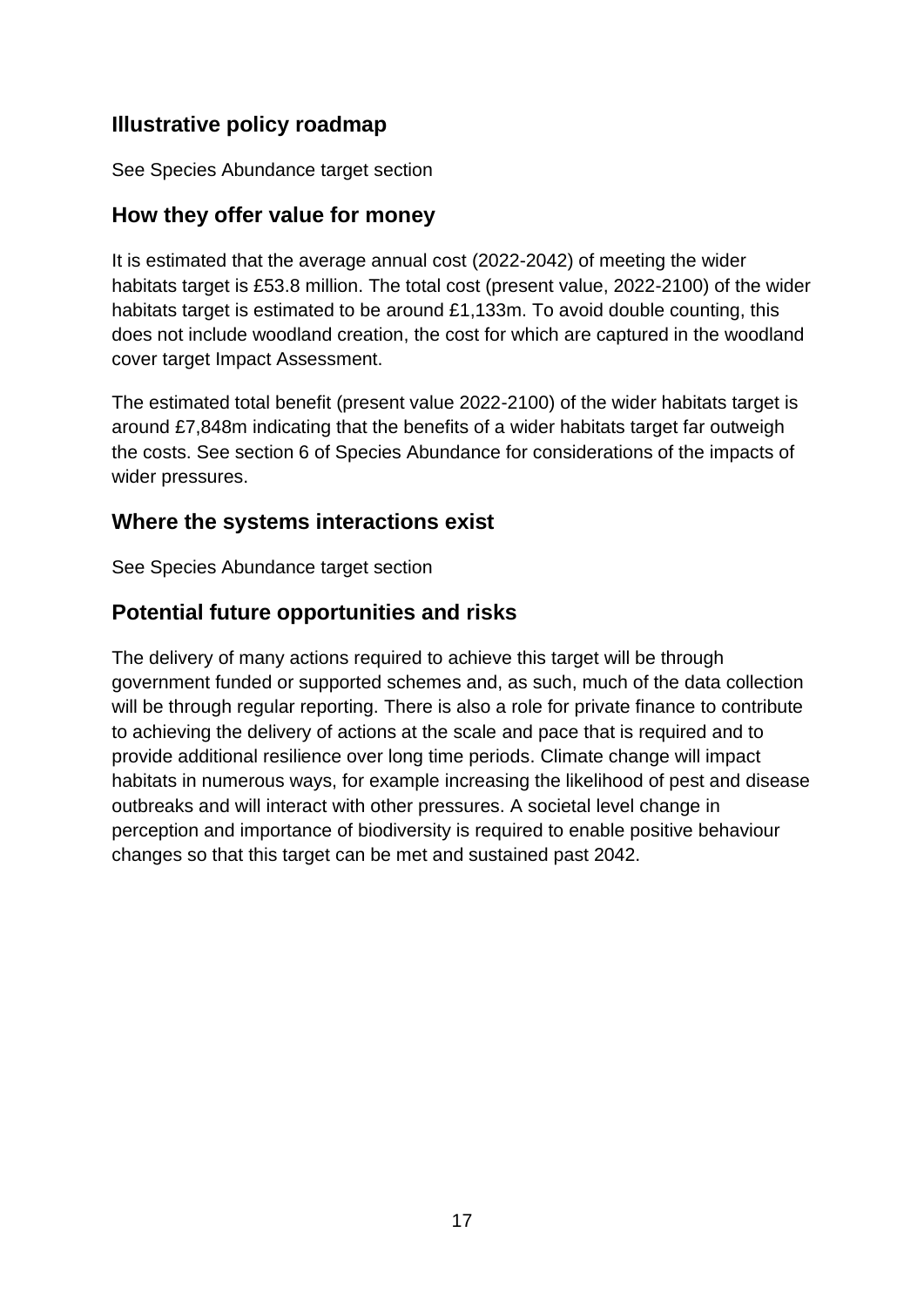## Illustrative policy roadmap

See Species Abundance target section

## How they offer value for money

It is estimated that the average annual cost (2022-2042) of meeting the wider habitats target is £53.8 million. The total cost (present value, 2022-2100) of the wider habitats target is estimated to be around £1,133m. To avoid double counting, this does not include woodland creation, the cost for which are captured in the woodland cover target Impact Assessment.

The estimated total benefit (present value 2022-2100) of the wider habitats target is around £7,848m indicating that the benefits of a wider habitats target far outweigh the costs. See section 6 of Species Abundance for considerations of the impacts of wider pressures.

## Where the systems interactions exist

See Species Abundance target section

## Potential future opportunities and risks

The delivery of many actions required to achieve this target will be through government funded or supported schemes and, as such, much of the data collection will be through regular reporting. There is also a role for private finance to contribute to achieving the delivery of actions at the scale and pace that is required and to provide additional resilience over long time periods. Climate change will impact habitats in numerous ways, for example increasing the likelihood of pest and disease outbreaks and will interact with other pressures. A societal level change in perception and importance of biodiversity is required to enable positive behaviour changes so that this target can be met and sustained past 2042.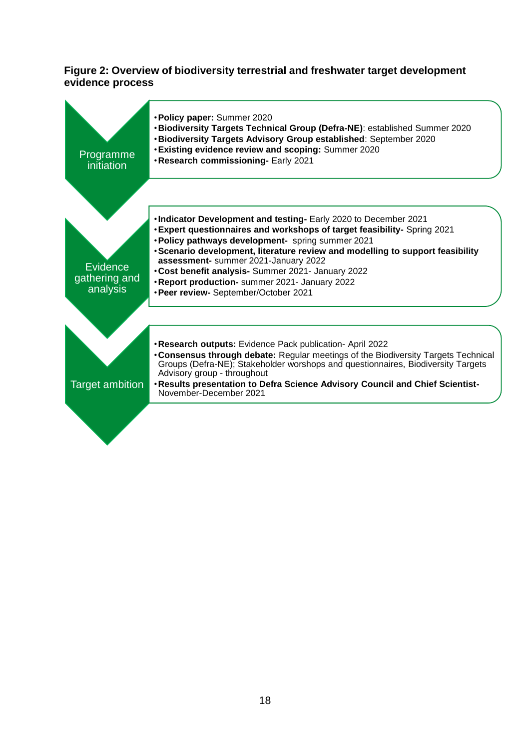**Figure 2: Overview of biodiversity terrestrial and freshwater target development evidence process**

### Programme initiation

- **Policy paper:** Summer 2020
- **Biodiversity Targets Technical Group (Defra-NE)**: established Summer 2020
- **Biodiversity Targets Advisory Group established**: September 2020
- **Existing evidence review and scoping:** Summer 2020
- **Research commissioning-** Early 2021

### Evidence gathering and analysis

- **Indicator Development and testing-** Early 2020 to December 2021
- **Expert questionnaires and workshops of target feasibility-** Spring 2021
- **Policy pathways development-** spring summer 2021
- **Scenario development, literature review and modelling to support feasibility assessment-** summer 2021-January 2022
- **Cost benefit analysis-** Summer 2021- January 2022
- **Report production-** summer 2021- January 2022
- **Peer review-** September/October 2021

### Target ambition

- **Research outputs:** Evidence Pack publication- April 2022
- **Consensus through debate:** Regular meetings of the Biodiversity Targets Technical Groups (Defra-NE); Stakeholder worshops and questionnaires, Biodiversity Targets Advisory group - throughout
- **Results presentation to Defra Science Advisory Council and Chief Scientist-** November-December 2021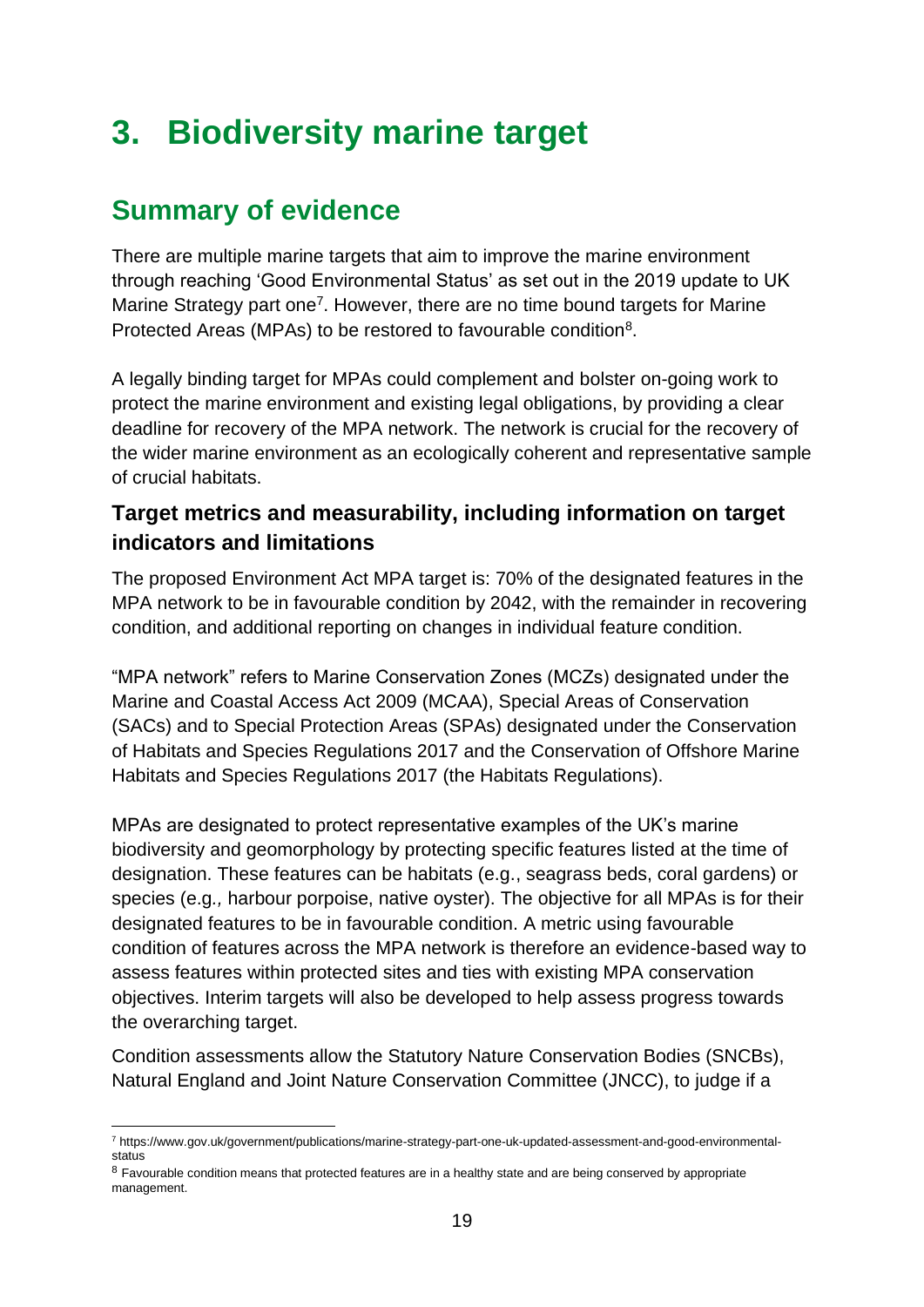# 3. Biodiversity marine target

## Summary of evidence

There are multiple marine targets that aim to improve the marine environment through reaching 'Good Environmental Status' as set out in the 2019 update to UK Marine Strategy part one[7]. However, there are no time bound targets for Marine Protected Areas (MPAs) to be restored to favourable condition[8].

A legally binding target for MPAs could complement and bolster on-going work to protect the marine environment and existing legal obligations, by providing a clear deadline for recovery of the MPA network. The network is crucial for the recovery of the wider marine environment as an ecologically coherent and representative sample of crucial habitats.

### Target metrics and measurability, including information on target indicators and limitations

The proposed Environment Act MPA target is: 70% of the designated features in the MPA network to be in favourable condition by 2042, with the remainder in recovering condition, and additional reporting on changes in individual feature condition.

"MPA network" refers to Marine Conservation Zones (MCZs) designated under the Marine and Coastal Access Act 2009 (MCAA), Special Areas of Conservation (SACs) and to Special Protection Areas (SPAs) designated under the Conservation of Habitats and Species Regulations 2017 and the Conservation of Offshore Marine Habitats and Species Regulations 2017 (the Habitats Regulations).

MPAs are designated to protect representative examples of the UK's marine biodiversity and geomorphology by protecting specific features listed at the time of designation. These features can be habitats (e.g., seagrass beds, coral gardens) or species (e.g., harbour porpoise, native oyster). The objective for all MPAs is for their designated features to be in favourable condition. A metric using favourable condition of features across the MPA network is therefore an evidence-based way to assess features within protected sites and ties with existing MPA conservation objectives. Interim targets will also be developed to help assess progress towards the overarching target.

Condition assessments allow the Statutory Nature Conservation Bodies (SNCBs), Natural England and Joint Nature Conservation Committee (JNCC), to judge if a

---

[7] https://www.gov.uk/government/publications/marine-strategy-part-one-uk-updated-assessment-and-good-environmental-status

[8] Favourable condition means that protected features are in a healthy state and are being conserved by appropriate management.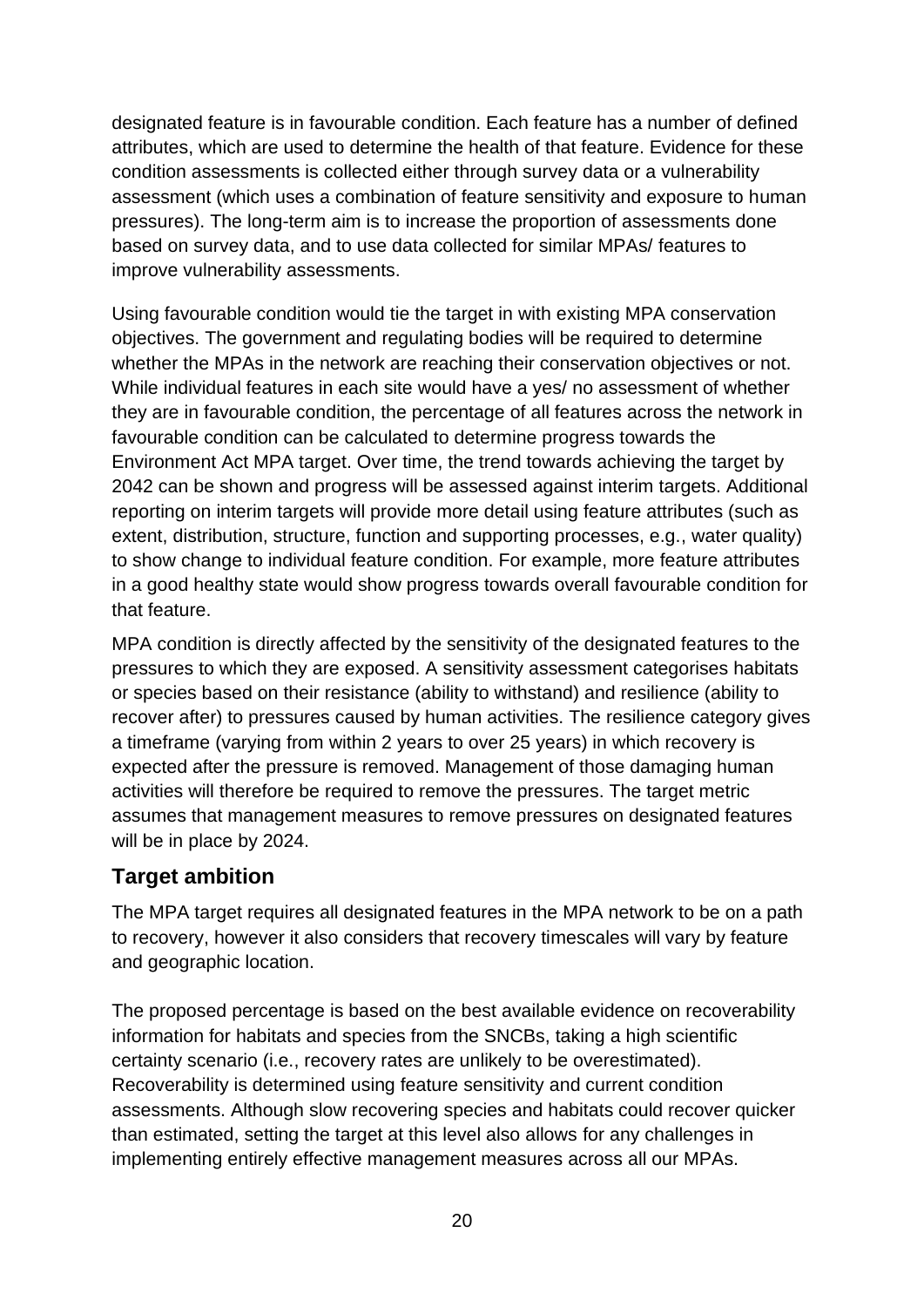designated feature is in favourable condition. Each feature has a number of defined attributes, which are used to determine the health of that feature. Evidence for these condition assessments is collected either through survey data or a vulnerability assessment (which uses a combination of feature sensitivity and exposure to human pressures). The long-term aim is to increase the proportion of assessments done based on survey data, and to use data collected for similar MPAs/ features to improve vulnerability assessments.

Using favourable condition would tie the target in with existing MPA conservation objectives. The government and regulating bodies will be required to determine whether the MPAs in the network are reaching their conservation objectives or not. While individual features in each site would have a yes/ no assessment of whether they are in favourable condition, the percentage of all features across the network in favourable condition can be calculated to determine progress towards the Environment Act MPA target. Over time, the trend towards achieving the target by 2042 can be shown and progress will be assessed against interim targets. Additional reporting on interim targets will provide more detail using feature attributes (such as extent, distribution, structure, function and supporting processes, e.g., water quality) to show change to individual feature condition. For example, more feature attributes in a good healthy state would show progress towards overall favourable condition for that feature.

MPA condition is directly affected by the sensitivity of the designated features to the pressures to which they are exposed. A sensitivity assessment categorises habitats or species based on their resistance (ability to withstand) and resilience (ability to recover after) to pressures caused by human activities. The resilience category gives a timeframe (varying from within 2 years to over 25 years) in which recovery is expected after the pressure is removed. Management of those damaging human activities will therefore be required to remove the pressures. The target metric assumes that management measures to remove pressures on designated features will be in place by 2024.

## Target ambition

The MPA target requires all designated features in the MPA network to be on a path to recovery, however it also considers that recovery timescales will vary by feature and geographic location.

The proposed percentage is based on the best available evidence on recoverability information for habitats and species from the SNCBs, taking a high scientific certainty scenario (i.e., recovery rates are unlikely to be overestimated). Recoverability is determined using feature sensitivity and current condition assessments. Although slow recovering species and habitats could recover quicker than estimated, setting the target at this level also allows for any challenges in implementing entirely effective management measures across all our MPAs.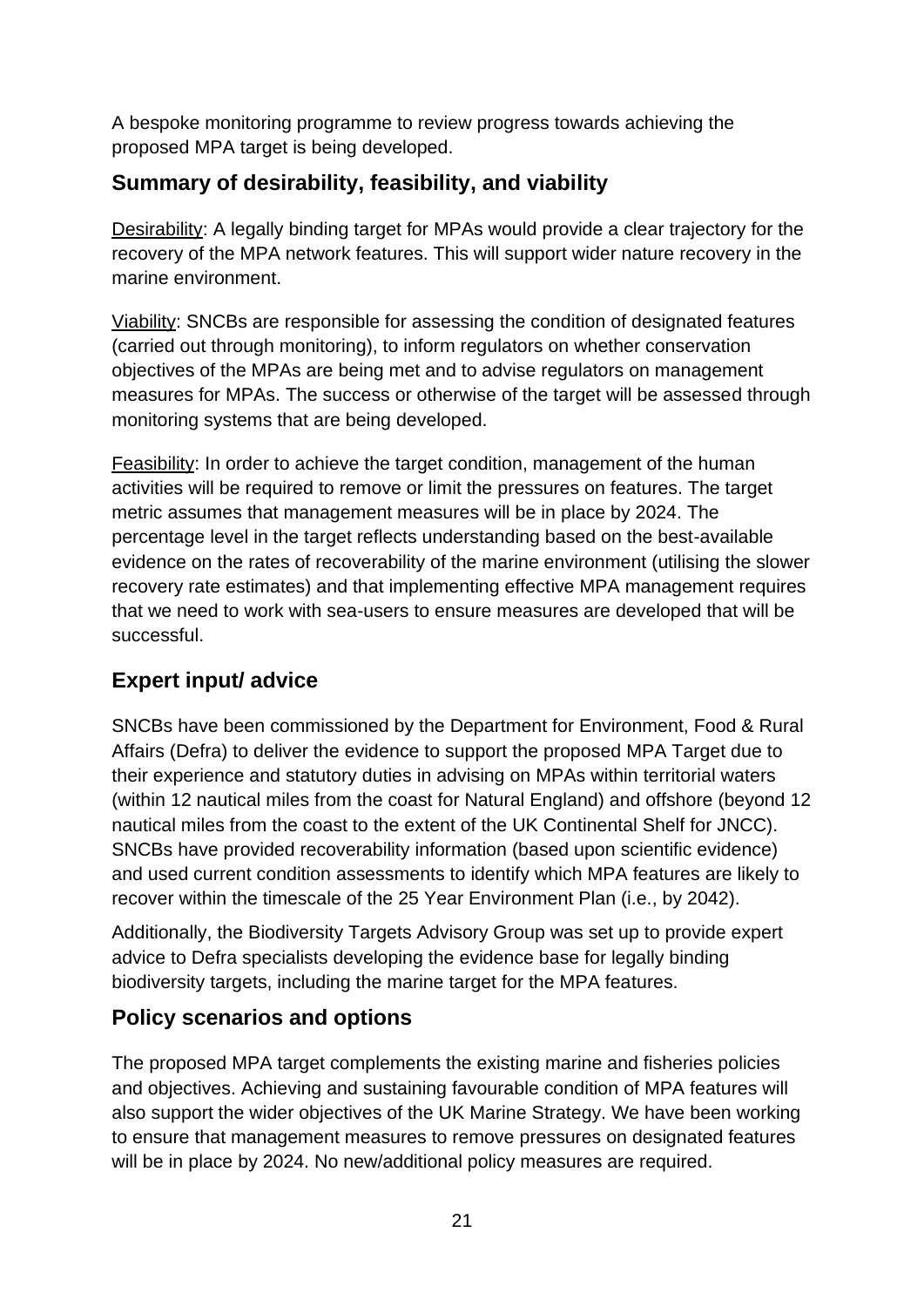A bespoke monitoring programme to review progress towards achieving the proposed MPA target is being developed.

## Summary of desirability, feasibility, and viability

Desirability: A legally binding target for MPAs would provide a clear trajectory for the recovery of the MPA network features. This will support wider nature recovery in the marine environment.

Viability: SNCBs are responsible for assessing the condition of designated features (carried out through monitoring), to inform regulators on whether conservation objectives of the MPAs are being met and to advise regulators on management measures for MPAs. The success or otherwise of the target will be assessed through monitoring systems that are being developed.

Feasibility: In order to achieve the target condition, management of the human activities will be required to remove or limit the pressures on features. The target metric assumes that management measures will be in place by 2024. The percentage level in the target reflects understanding based on the best-available evidence on the rates of recoverability of the marine environment (utilising the slower recovery rate estimates) and that implementing effective MPA management requires that we need to work with sea-users to ensure measures are developed that will be successful.

## Expert input/ advice

SNCBs have been commissioned by the Department for Environment, Food & Rural Affairs (Defra) to deliver the evidence to support the proposed MPA Target due to their experience and statutory duties in advising on MPAs within territorial waters (within 12 nautical miles from the coast for Natural England) and offshore (beyond 12 nautical miles from the coast to the extent of the UK Continental Shelf for JNCC). SNCBs have provided recoverability information (based upon scientific evidence) and used current condition assessments to identify which MPA features are likely to recover within the timescale of the 25 Year Environment Plan (i.e., by 2042).

Additionally, the Biodiversity Targets Advisory Group was set up to provide expert advice to Defra specialists developing the evidence base for legally binding biodiversity targets, including the marine target for the MPA features.

## Policy scenarios and options

The proposed MPA target complements the existing marine and fisheries policies and objectives. Achieving and sustaining favourable condition of MPA features will also support the wider objectives of the UK Marine Strategy. We have been working to ensure that management measures to remove pressures on designated features will be in place by 2024. No new/additional policy measures are required.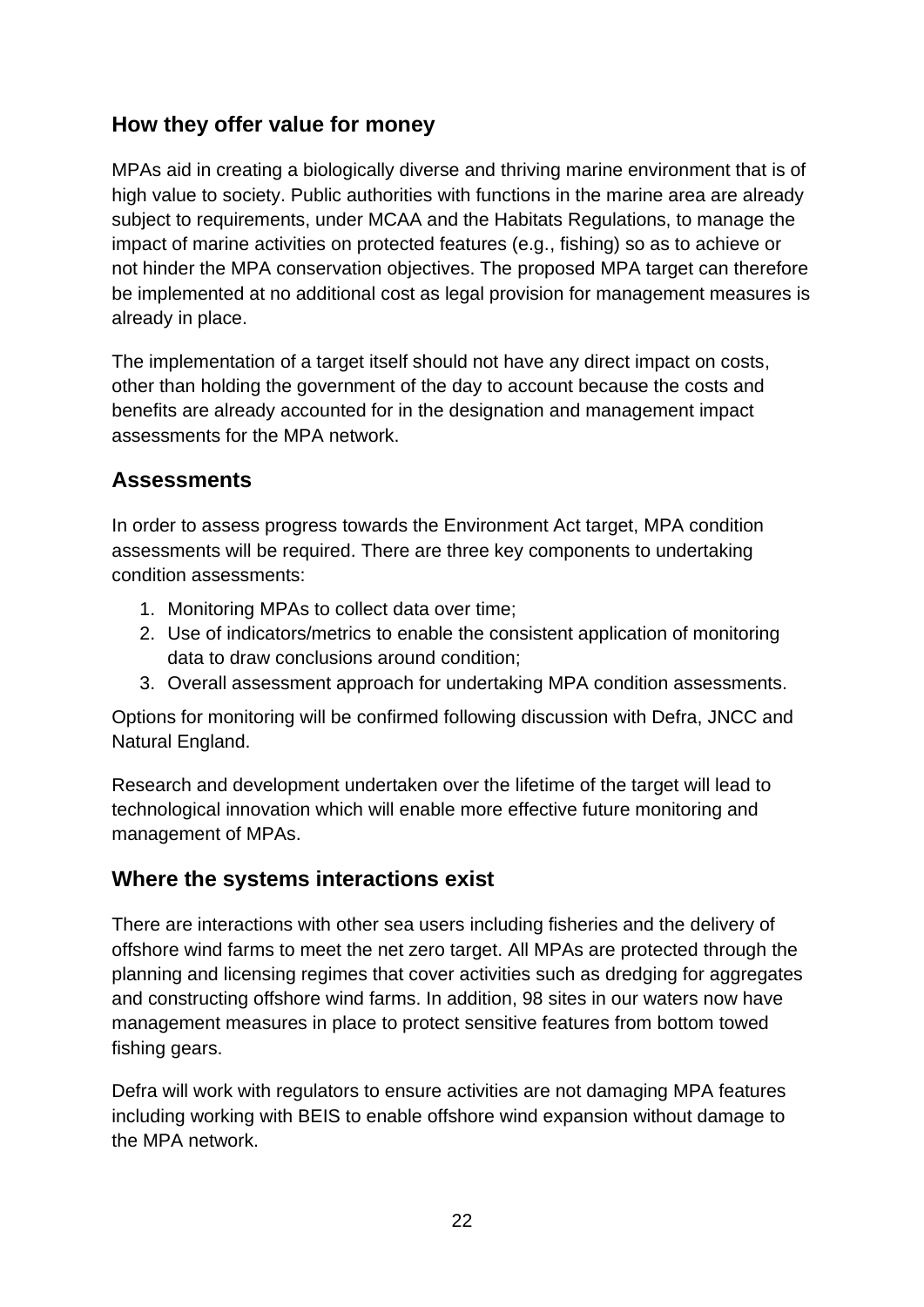## How they offer value for money

MPAs aid in creating a biologically diverse and thriving marine environment that is of high value to society. Public authorities with functions in the marine area are already subject to requirements, under MCAA and the Habitats Regulations, to manage the impact of marine activities on protected features (e.g., fishing) so as to achieve or not hinder the MPA conservation objectives. The proposed MPA target can therefore be implemented at no additional cost as legal provision for management measures is already in place.

The implementation of a target itself should not have any direct impact on costs, other than holding the government of the day to account because the costs and benefits are already accounted for in the designation and management impact assessments for the MPA network.

## Assessments

In order to assess progress towards the Environment Act target, MPA condition assessments will be required. There are three key components to undertaking condition assessments:

1. Monitoring MPAs to collect data over time;
2. Use of indicators/metrics to enable the consistent application of monitoring data to draw conclusions around condition;
3. Overall assessment approach for undertaking MPA condition assessments.

Options for monitoring will be confirmed following discussion with Defra, JNCC and Natural England.

Research and development undertaken over the lifetime of the target will lead to technological innovation which will enable more effective future monitoring and management of MPAs.

## Where the systems interactions exist

There are interactions with other sea users including fisheries and the delivery of offshore wind farms to meet the net zero target. All MPAs are protected through the planning and licensing regimes that cover activities such as dredging for aggregates and constructing offshore wind farms. In addition, 98 sites in our waters now have management measures in place to protect sensitive features from bottom towed fishing gears.

Defra will work with regulators to ensure activities are not damaging MPA features including working with BEIS to enable offshore wind expansion without damage to the MPA network.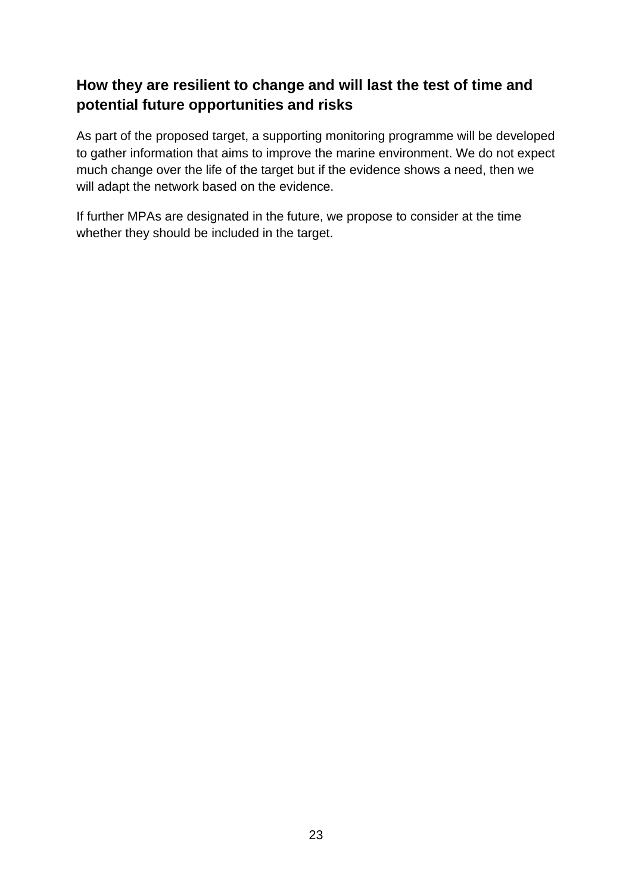### How they are resilient to change and will last the test of time and potential future opportunities and risks

As part of the proposed target, a supporting monitoring programme will be developed to gather information that aims to improve the marine environment. We do not expect much change over the life of the target but if the evidence shows a need, then we will adapt the network based on the evidence.

If further MPAs are designated in the future, we propose to consider at the time whether they should be included in the target.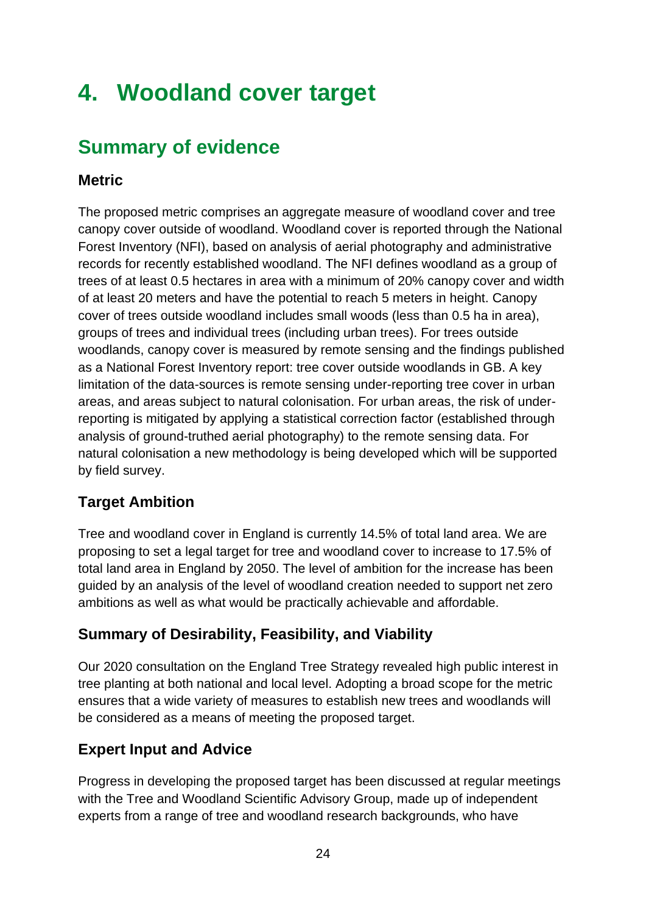# 4. Woodland cover target

## Summary of evidence

### Metric

The proposed metric comprises an aggregate measure of woodland cover and tree canopy cover outside of woodland. Woodland cover is reported through the National Forest Inventory (NFI), based on analysis of aerial photography and administrative records for recently established woodland. The NFI defines woodland as a group of trees of at least 0.5 hectares in area with a minimum of 20% canopy cover and width of at least 20 meters and have the potential to reach 5 meters in height. Canopy cover of trees outside woodland includes small woods (less than 0.5 ha in area), groups of trees and individual trees (including urban trees). For trees outside woodlands, canopy cover is measured by remote sensing and the findings published as a National Forest Inventory report: tree cover outside woodlands in GB. A key limitation of the data-sources is remote sensing under-reporting tree cover in urban areas, and areas subject to natural colonisation. For urban areas, the risk of under-reporting is mitigated by applying a statistical correction factor (established through analysis of ground-truthed aerial photography) to the remote sensing data. For natural colonisation a new methodology is being developed which will be supported by field survey.

### Target Ambition

Tree and woodland cover in England is currently 14.5% of total land area. We are proposing to set a legal target for tree and woodland cover to increase to 17.5% of total land area in England by 2050. The level of ambition for the increase has been guided by an analysis of the level of woodland creation needed to support net zero ambitions as well as what would be practically achievable and affordable.

### Summary of Desirability, Feasibility, and Viability

Our 2020 consultation on the England Tree Strategy revealed high public interest in tree planting at both national and local level. Adopting a broad scope for the metric ensures that a wide variety of measures to establish new trees and woodlands will be considered as a means of meeting the proposed target.

### Expert Input and Advice

Progress in developing the proposed target has been discussed at regular meetings with the Tree and Woodland Scientific Advisory Group, made up of independent experts from a range of tree and woodland research backgrounds, who have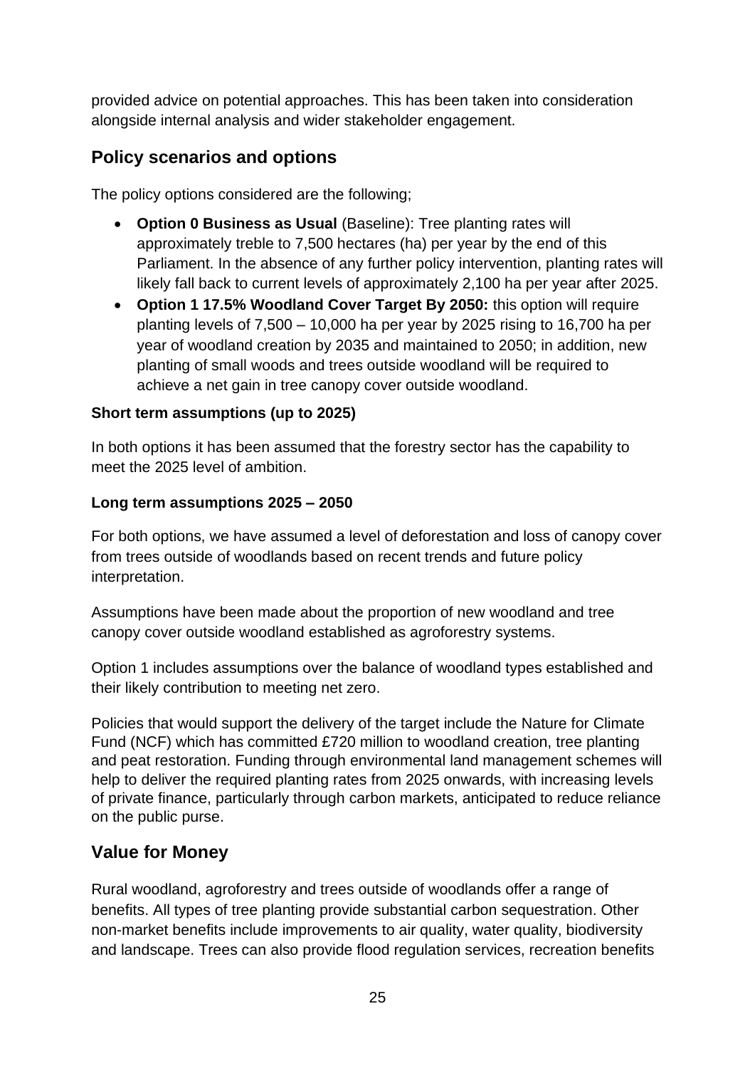provided advice on potential approaches. This has been taken into consideration alongside internal analysis and wider stakeholder engagement.

## Policy scenarios and options

The policy options considered are the following;

- **Option 0 Business as Usual** (Baseline): Tree planting rates will approximately treble to 7,500 hectares (ha) per year by the end of this Parliament. In the absence of any further policy intervention, planting rates will likely fall back to current levels of approximately 2,100 ha per year after 2025.
- **Option 1 17.5% Woodland Cover Target By 2050:** this option will require planting levels of 7,500 – 10,000 ha per year by 2025 rising to 16,700 ha per year of woodland creation by 2035 and maintained to 2050; in addition, new planting of small woods and trees outside woodland will be required to achieve a net gain in tree canopy cover outside woodland.

**Short term assumptions (up to 2025)**

In both options it has been assumed that the forestry sector has the capability to meet the 2025 level of ambition.

**Long term assumptions 2025 – 2050**

For both options, we have assumed a level of deforestation and loss of canopy cover from trees outside of woodlands based on recent trends and future policy interpretation.

Assumptions have been made about the proportion of new woodland and tree canopy cover outside woodland established as agroforestry systems.

Option 1 includes assumptions over the balance of woodland types established and their likely contribution to meeting net zero.

Policies that would support the delivery of the target include the Nature for Climate Fund (NCF) which has committed £720 million to woodland creation, tree planting and peat restoration. Funding through environmental land management schemes will help to deliver the required planting rates from 2025 onwards, with increasing levels of private finance, particularly through carbon markets, anticipated to reduce reliance on the public purse.

## Value for Money

Rural woodland, agroforestry and trees outside of woodlands offer a range of benefits. All types of tree planting provide substantial carbon sequestration. Other non-market benefits include improvements to air quality, water quality, biodiversity and landscape. Trees can also provide flood regulation services, recreation benefits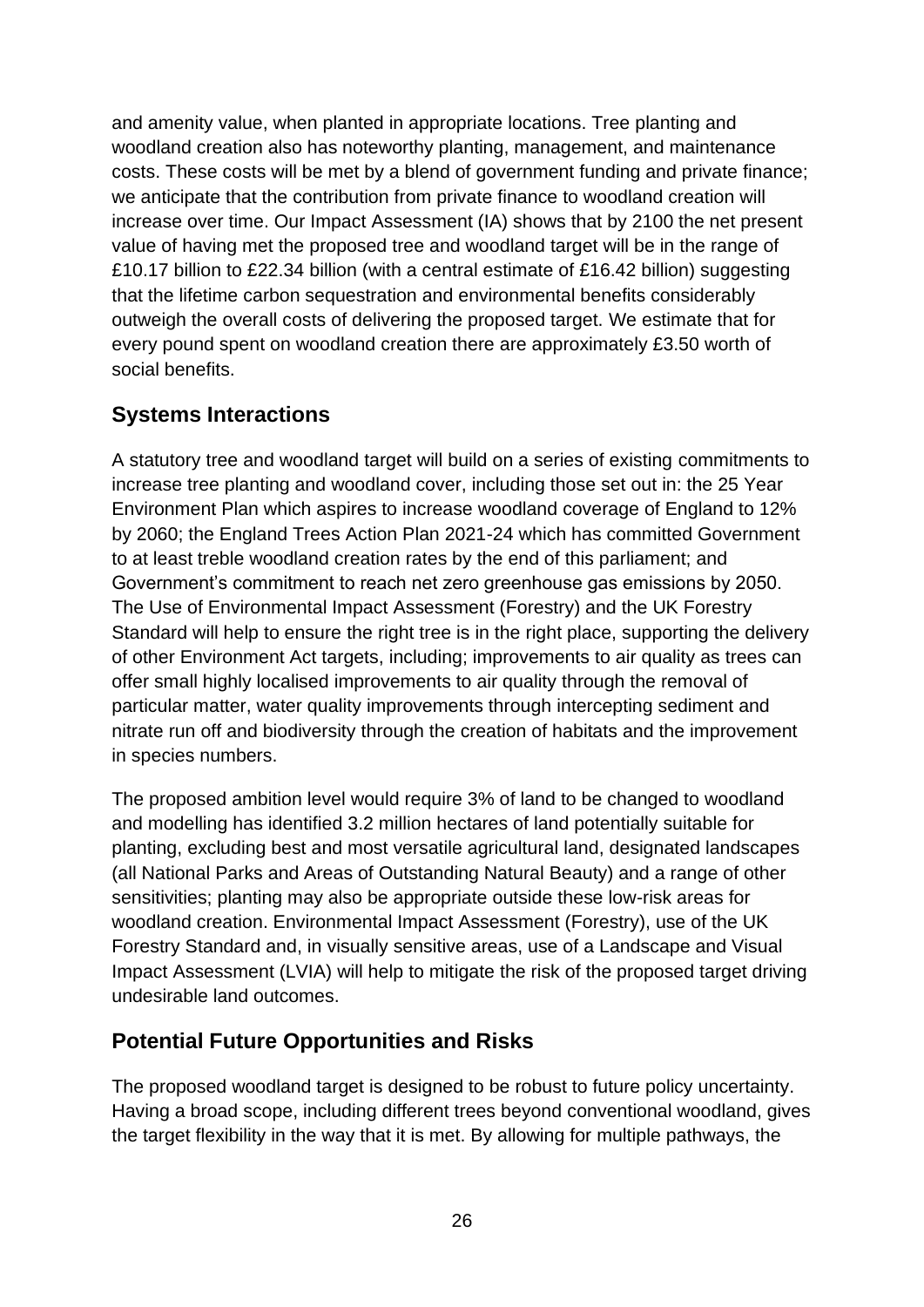and amenity value, when planted in appropriate locations. Tree planting and woodland creation also has noteworthy planting, management, and maintenance costs. These costs will be met by a blend of government funding and private finance; we anticipate that the contribution from private finance to woodland creation will increase over time. Our Impact Assessment (IA) shows that by 2100 the net present value of having met the proposed tree and woodland target will be in the range of £10.17 billion to £22.34 billion (with a central estimate of £16.42 billion) suggesting that the lifetime carbon sequestration and environmental benefits considerably outweigh the overall costs of delivering the proposed target. We estimate that for every pound spent on woodland creation there are approximately £3.50 worth of social benefits.

## Systems Interactions

A statutory tree and woodland target will build on a series of existing commitments to increase tree planting and woodland cover, including those set out in: the 25 Year Environment Plan which aspires to increase woodland coverage of England to 12% by 2060; the England Trees Action Plan 2021-24 which has committed Government to at least treble woodland creation rates by the end of this parliament; and Government's commitment to reach net zero greenhouse gas emissions by 2050. The Use of Environmental Impact Assessment (Forestry) and the UK Forestry Standard will help to ensure the right tree is in the right place, supporting the delivery of other Environment Act targets, including; improvements to air quality as trees can offer small highly localised improvements to air quality through the removal of particular matter, water quality improvements through intercepting sediment and nitrate run off and biodiversity through the creation of habitats and the improvement in species numbers.

The proposed ambition level would require 3% of land to be changed to woodland and modelling has identified 3.2 million hectares of land potentially suitable for planting, excluding best and most versatile agricultural land, designated landscapes (all National Parks and Areas of Outstanding Natural Beauty) and a range of other sensitivities; planting may also be appropriate outside these low-risk areas for woodland creation. Environmental Impact Assessment (Forestry), use of the UK Forestry Standard and, in visually sensitive areas, use of a Landscape and Visual Impact Assessment (LVIA) will help to mitigate the risk of the proposed target driving undesirable land outcomes.

## Potential Future Opportunities and Risks

The proposed woodland target is designed to be robust to future policy uncertainty. Having a broad scope, including different trees beyond conventional woodland, gives the target flexibility in the way that it is met. By allowing for multiple pathways, the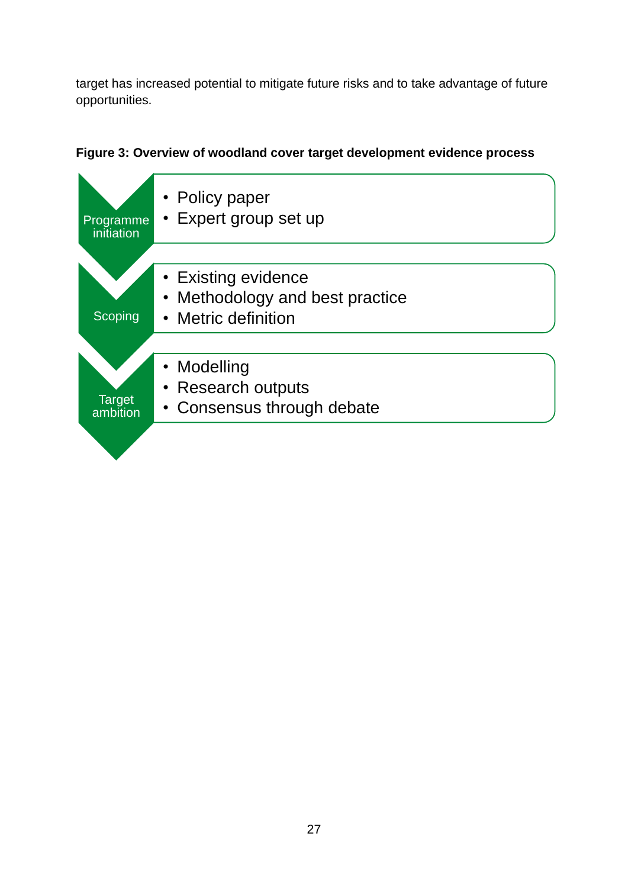target has increased potential to mitigate future risks and to take advantage of future opportunities.

**Figure 3: Overview of woodland cover target development evidence process**

**Programme initiation**

- Policy paper
- Expert group set up

**Scoping**

- Existing evidence
- Methodology and best practice
- Metric definition

**Target ambition**

- Modelling
- Research outputs
- Consensus through debate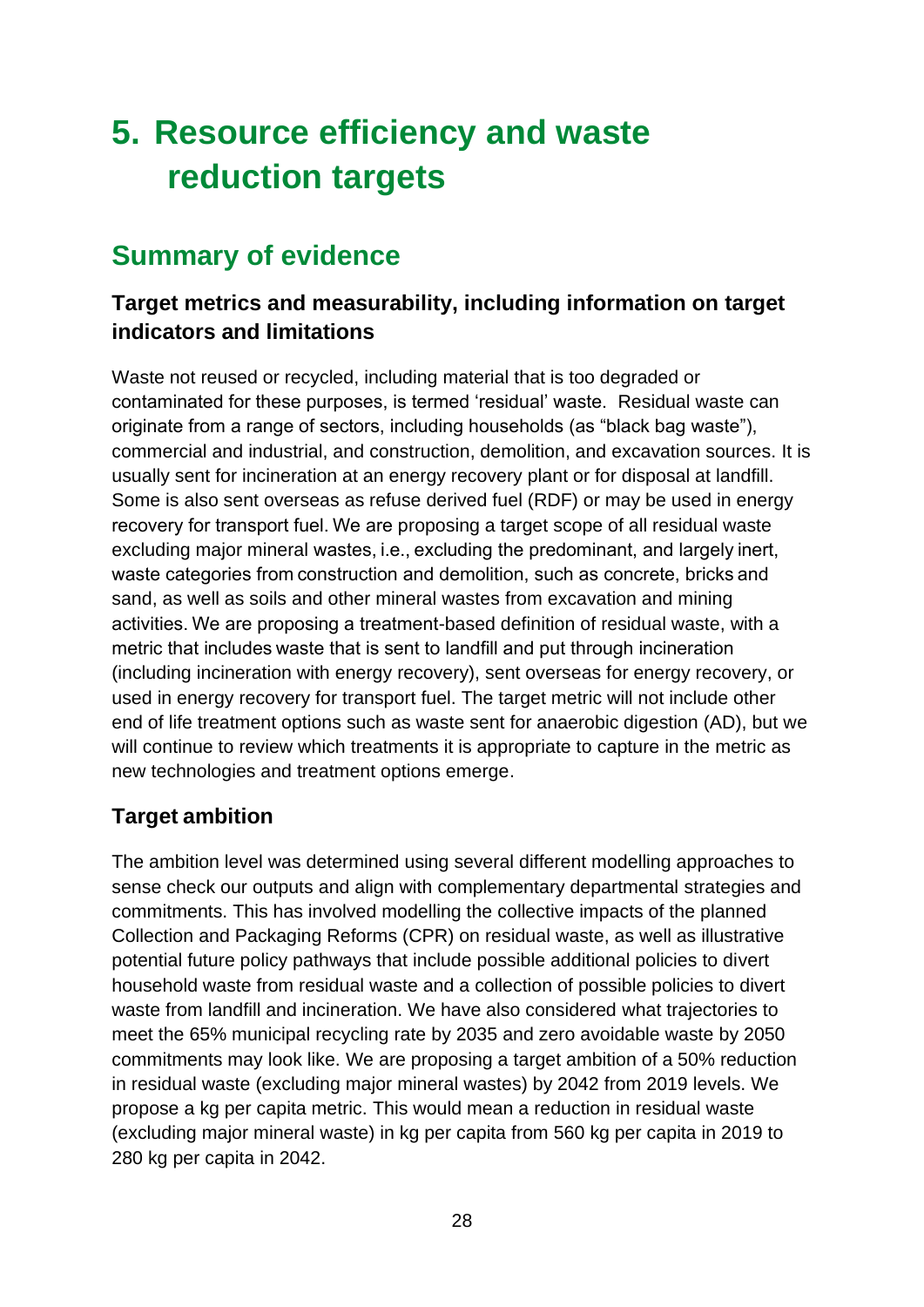# 5. Resource efficiency and waste reduction targets

## Summary of evidence

### Target metrics and measurability, including information on target indicators and limitations

Waste not reused or recycled, including material that is too degraded or contaminated for these purposes, is termed 'residual' waste. Residual waste can originate from a range of sectors, including households (as "black bag waste"), commercial and industrial, and construction, demolition, and excavation sources. It is usually sent for incineration at an energy recovery plant or for disposal at landfill. Some is also sent overseas as refuse derived fuel (RDF) or may be used in energy recovery for transport fuel. We are proposing a target scope of all residual waste excluding major mineral wastes, i.e., excluding the predominant, and largely inert, waste categories from construction and demolition, such as concrete, bricks and sand, as well as soils and other mineral wastes from excavation and mining activities. We are proposing a treatment-based definition of residual waste, with a metric that includes waste that is sent to landfill and put through incineration (including incineration with energy recovery), sent overseas for energy recovery, or used in energy recovery for transport fuel. The target metric will not include other end of life treatment options such as waste sent for anaerobic digestion (AD), but we will continue to review which treatments it is appropriate to capture in the metric as new technologies and treatment options emerge.

### Target ambition

The ambition level was determined using several different modelling approaches to sense check our outputs and align with complementary departmental strategies and commitments. This has involved modelling the collective impacts of the planned Collection and Packaging Reforms (CPR) on residual waste, as well as illustrative potential future policy pathways that include possible additional policies to divert household waste from residual waste and a collection of possible policies to divert waste from landfill and incineration. We have also considered what trajectories to meet the 65% municipal recycling rate by 2035 and zero avoidable waste by 2050 commitments may look like. We are proposing a target ambition of a 50% reduction in residual waste (excluding major mineral wastes) by 2042 from 2019 levels. We propose a kg per capita metric. This would mean a reduction in residual waste (excluding major mineral waste) in kg per capita from 560 kg per capita in 2019 to 280 kg per capita in 2042.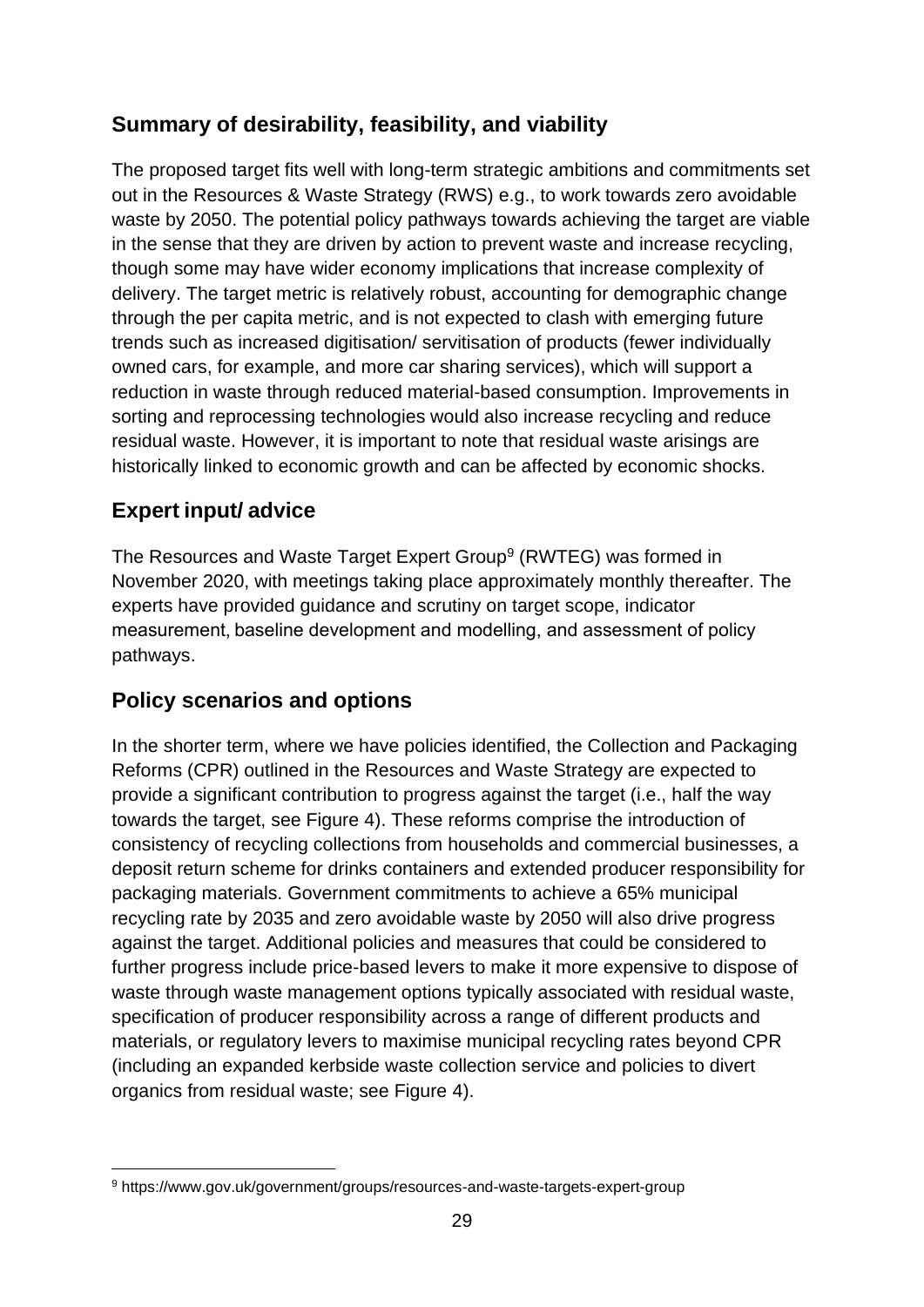## Summary of desirability, feasibility, and viability

The proposed target fits well with long-term strategic ambitions and commitments set out in the Resources & Waste Strategy (RWS) e.g., to work towards zero avoidable waste by 2050. The potential policy pathways towards achieving the target are viable in the sense that they are driven by action to prevent waste and increase recycling, though some may have wider economy implications that increase complexity of delivery. The target metric is relatively robust, accounting for demographic change through the per capita metric, and is not expected to clash with emerging future trends such as increased digitisation/ servitisation of products (fewer individually owned cars, for example, and more car sharing services), which will support a reduction in waste through reduced material-based consumption. Improvements in sorting and reprocessing technologies would also increase recycling and reduce residual waste. However, it is important to note that residual waste arisings are historically linked to economic growth and can be affected by economic shocks.

## Expert input/ advice

The Resources and Waste Target Expert Group[9] (RWTEG) was formed in November 2020, with meetings taking place approximately monthly thereafter. The experts have provided guidance and scrutiny on target scope, indicator measurement, baseline development and modelling, and assessment of policy pathways.

## Policy scenarios and options

In the shorter term, where we have policies identified, the Collection and Packaging Reforms (CPR) outlined in the Resources and Waste Strategy are expected to provide a significant contribution to progress against the target (i.e., half the way towards the target, see Figure 4). These reforms comprise the introduction of consistency of recycling collections from households and commercial businesses, a deposit return scheme for drinks containers and extended producer responsibility for packaging materials. Government commitments to achieve a 65% municipal recycling rate by 2035 and zero avoidable waste by 2050 will also drive progress against the target. Additional policies and measures that could be considered to further progress include price-based levers to make it more expensive to dispose of waste through waste management options typically associated with residual waste, specification of producer responsibility across a range of different products and materials, or regulatory levers to maximise municipal recycling rates beyond CPR (including an expanded kerbside waste collection service and policies to divert organics from residual waste; see Figure 4).

[9] https://www.gov.uk/government/groups/resources-and-waste-targets-expert-group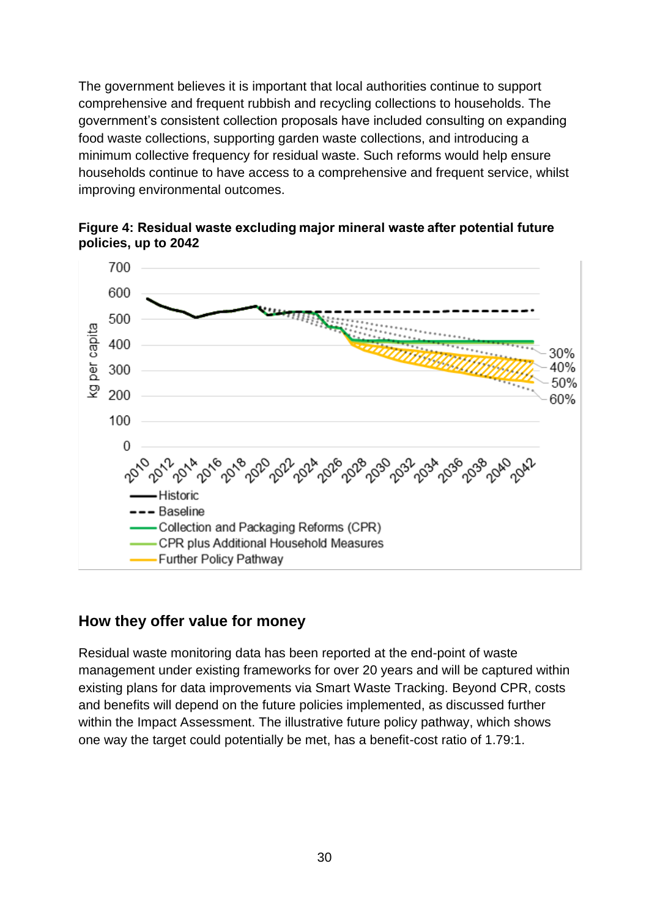The government believes it is important that local authorities continue to support comprehensive and frequent rubbish and recycling collections to households. The government's consistent collection proposals have included consulting on expanding food waste collections, supporting garden waste collections, and introducing a minimum collective frequency for residual waste. Such reforms would help ensure households continue to have access to a comprehensive and frequent service, whilst improving environmental outcomes.

**Figure 4: Residual waste excluding major mineral waste after potential future policies, up to 2042**

## How they offer value for money

Residual waste monitoring data has been reported at the end-point of waste management under existing frameworks for over 20 years and will be captured within existing plans for data improvements via Smart Waste Tracking. Beyond CPR, costs and benefits will depend on the future policies implemented, as discussed further within the Impact Assessment. The illustrative future policy pathway, which shows one way the target could potentially be met, has a benefit-cost ratio of 1.79:1.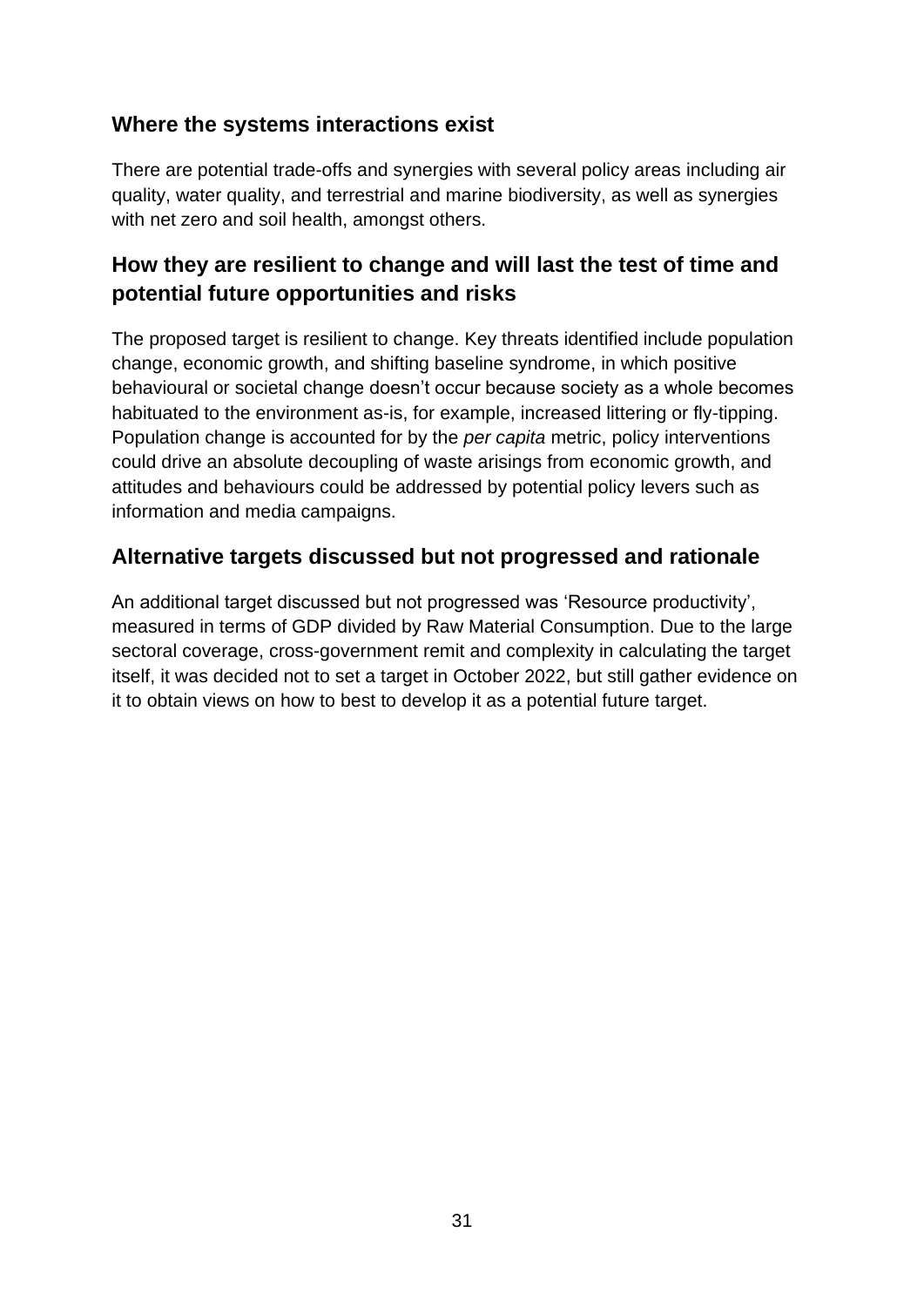## Where the systems interactions exist

There are potential trade-offs and synergies with several policy areas including air quality, water quality, and terrestrial and marine biodiversity, as well as synergies with net zero and soil health, amongst others.

## How they are resilient to change and will last the test of time and potential future opportunities and risks

The proposed target is resilient to change. Key threats identified include population change, economic growth, and shifting baseline syndrome, in which positive behavioural or societal change doesn't occur because society as a whole becomes habituated to the environment as-is, for example, increased littering or fly-tipping. Population change is accounted for by the *per capita* metric, policy interventions could drive an absolute decoupling of waste arisings from economic growth, and attitudes and behaviours could be addressed by potential policy levers such as information and media campaigns.

## Alternative targets discussed but not progressed and rationale

An additional target discussed but not progressed was 'Resource productivity', measured in terms of GDP divided by Raw Material Consumption. Due to the large sectoral coverage, cross-government remit and complexity in calculating the target itself, it was decided not to set a target in October 2022, but still gather evidence on it to obtain views on how to best to develop it as a potential future target.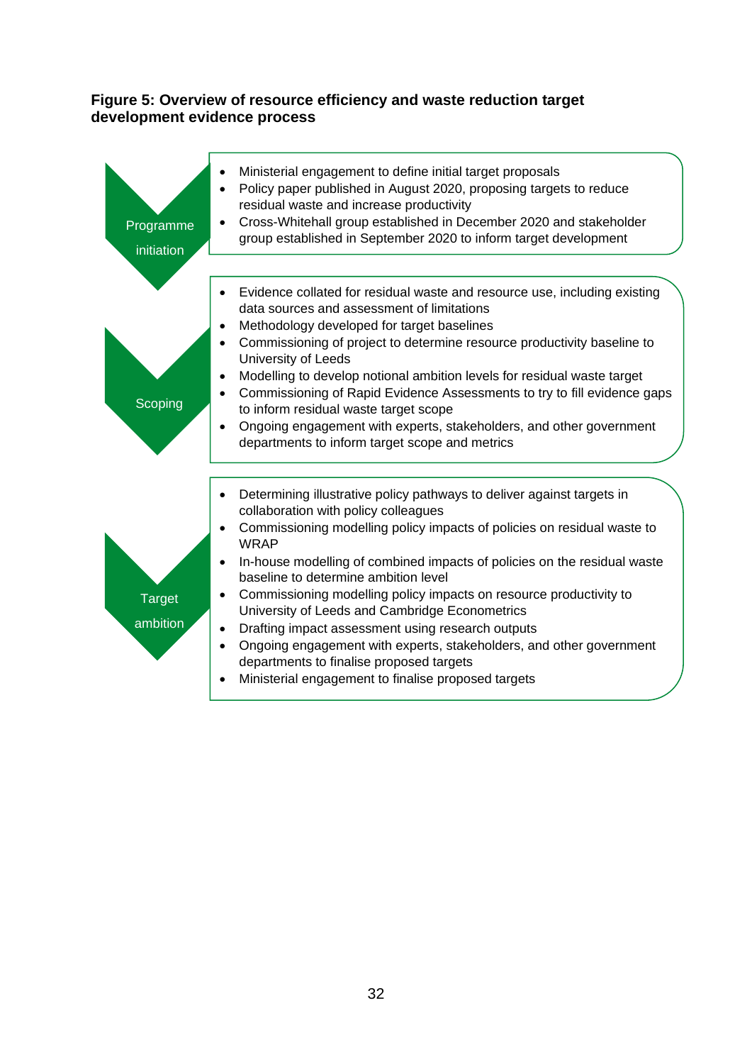**Figure 5: Overview of resource efficiency and waste reduction target development evidence process**

**Programme initiation**

- Ministerial engagement to define initial target proposals
- Policy paper published in August 2020, proposing targets to reduce residual waste and increase productivity
- Cross-Whitehall group established in December 2020 and stakeholder group established in September 2020 to inform target development

**Scoping**

- Evidence collated for residual waste and resource use, including existing data sources and assessment of limitations
- Methodology developed for target baselines
- Commissioning of project to determine resource productivity baseline to University of Leeds
- Modelling to develop notional ambition levels for residual waste target
- Commissioning of Rapid Evidence Assessments to try to fill evidence gaps to inform residual waste target scope
- Ongoing engagement with experts, stakeholders, and other government departments to inform target scope and metrics

**Target ambition**

- Determining illustrative policy pathways to deliver against targets in collaboration with policy colleagues
- Commissioning modelling policy impacts of policies on residual waste to WRAP
- In-house modelling of combined impacts of policies on the residual waste baseline to determine ambition level
- Commissioning modelling policy impacts on resource productivity to University of Leeds and Cambridge Econometrics
- Drafting impact assessment using research outputs
- Ongoing engagement with experts, stakeholders, and other government departments to finalise proposed targets
- Ministerial engagement to finalise proposed targets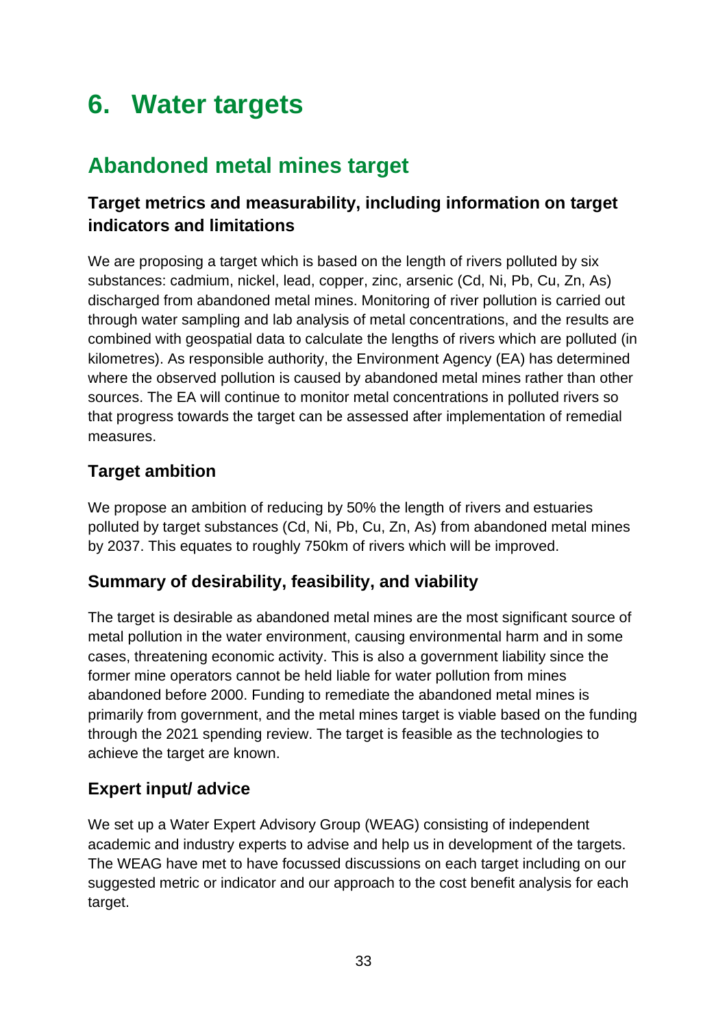# 6. Water targets

## Abandoned metal mines target

### Target metrics and measurability, including information on target indicators and limitations

We are proposing a target which is based on the length of rivers polluted by six substances: cadmium, nickel, lead, copper, zinc, arsenic (Cd, Ni, Pb, Cu, Zn, As) discharged from abandoned metal mines. Monitoring of river pollution is carried out through water sampling and lab analysis of metal concentrations, and the results are combined with geospatial data to calculate the lengths of rivers which are polluted (in kilometres). As responsible authority, the Environment Agency (EA) has determined where the observed pollution is caused by abandoned metal mines rather than other sources. The EA will continue to monitor metal concentrations in polluted rivers so that progress towards the target can be assessed after implementation of remedial measures.

### Target ambition

We propose an ambition of reducing by 50% the length of rivers and estuaries polluted by target substances (Cd, Ni, Pb, Cu, Zn, As) from abandoned metal mines by 2037. This equates to roughly 750km of rivers which will be improved.

### Summary of desirability, feasibility, and viability

The target is desirable as abandoned metal mines are the most significant source of metal pollution in the water environment, causing environmental harm and in some cases, threatening economic activity. This is also a government liability since the former mine operators cannot be held liable for water pollution from mines abandoned before 2000. Funding to remediate the abandoned metal mines is primarily from government, and the metal mines target is viable based on the funding through the 2021 spending review. The target is feasible as the technologies to achieve the target are known.

### Expert input/ advice

We set up a Water Expert Advisory Group (WEAG) consisting of independent academic and industry experts to advise and help us in development of the targets. The WEAG have met to have focussed discussions on each target including on our suggested metric or indicator and our approach to the cost benefit analysis for each target.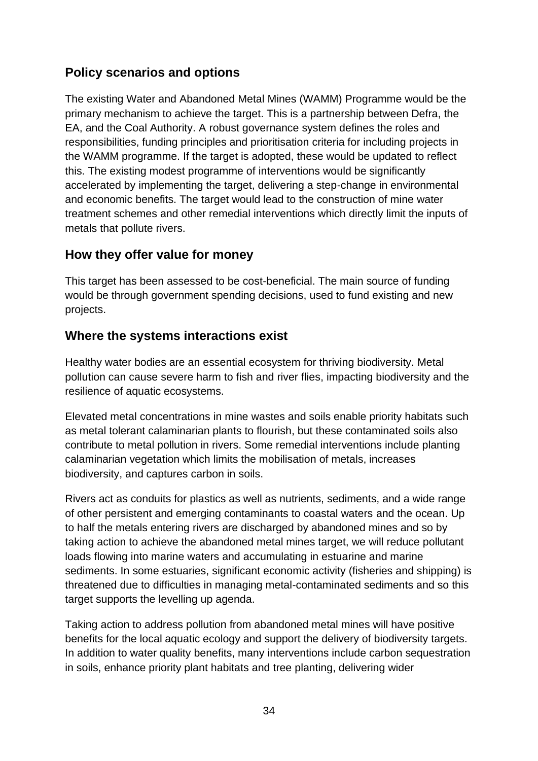## Policy scenarios and options

The existing Water and Abandoned Metal Mines (WAMM) Programme would be the primary mechanism to achieve the target. This is a partnership between Defra, the EA, and the Coal Authority. A robust governance system defines the roles and responsibilities, funding principles and prioritisation criteria for including projects in the WAMM programme. If the target is adopted, these would be updated to reflect this. The existing modest programme of interventions would be significantly accelerated by implementing the target, delivering a step-change in environmental and economic benefits. The target would lead to the construction of mine water treatment schemes and other remedial interventions which directly limit the inputs of metals that pollute rivers.

## How they offer value for money

This target has been assessed to be cost-beneficial. The main source of funding would be through government spending decisions, used to fund existing and new projects.

## Where the systems interactions exist

Healthy water bodies are an essential ecosystem for thriving biodiversity. Metal pollution can cause severe harm to fish and river flies, impacting biodiversity and the resilience of aquatic ecosystems.

Elevated metal concentrations in mine wastes and soils enable priority habitats such as metal tolerant calaminarian plants to flourish, but these contaminated soils also contribute to metal pollution in rivers. Some remedial interventions include planting calaminarian vegetation which limits the mobilisation of metals, increases biodiversity, and captures carbon in soils.

Rivers act as conduits for plastics as well as nutrients, sediments, and a wide range of other persistent and emerging contaminants to coastal waters and the ocean. Up to half the metals entering rivers are discharged by abandoned mines and so by taking action to achieve the abandoned metal mines target, we will reduce pollutant loads flowing into marine waters and accumulating in estuarine and marine sediments. In some estuaries, significant economic activity (fisheries and shipping) is threatened due to difficulties in managing metal-contaminated sediments and so this target supports the levelling up agenda.

Taking action to address pollution from abandoned metal mines will have positive benefits for the local aquatic ecology and support the delivery of biodiversity targets. In addition to water quality benefits, many interventions include carbon sequestration in soils, enhance priority plant habitats and tree planting, delivering wider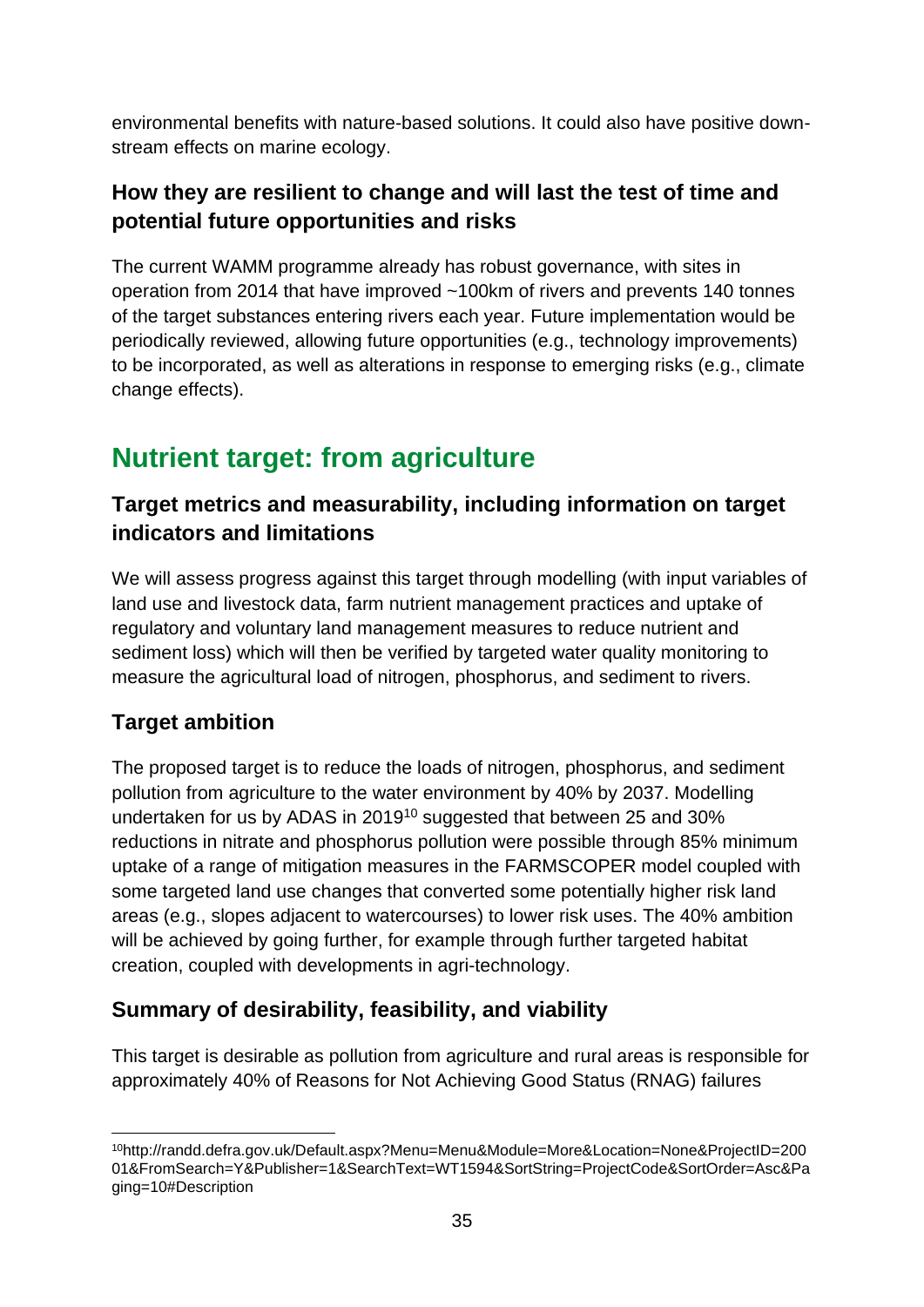environmental benefits with nature-based solutions. It could also have positive down-stream effects on marine ecology.

### How they are resilient to change and will last the test of time and potential future opportunities and risks

The current WAMM programme already has robust governance, with sites in operation from 2014 that have improved ~100km of rivers and prevents 140 tonnes of the target substances entering rivers each year. Future implementation would be periodically reviewed, allowing future opportunities (e.g., technology improvements) to be incorporated, as well as alterations in response to emerging risks (e.g., climate change effects).

## Nutrient target: from agriculture

### Target metrics and measurability, including information on target indicators and limitations

We will assess progress against this target through modelling (with input variables of land use and livestock data, farm nutrient management practices and uptake of regulatory and voluntary land management measures to reduce nutrient and sediment loss) which will then be verified by targeted water quality monitoring to measure the agricultural load of nitrogen, phosphorus, and sediment to rivers.

### Target ambition

The proposed target is to reduce the loads of nitrogen, phosphorus, and sediment pollution from agriculture to the water environment by 40% by 2037. Modelling undertaken for us by ADAS in 2019[10] suggested that between 25 and 30% reductions in nitrate and phosphorus pollution were possible through 85% minimum uptake of a range of mitigation measures in the FARMSCOPER model coupled with some targeted land use changes that converted some potentially higher risk land areas (e.g., slopes adjacent to watercourses) to lower risk uses. The 40% ambition will be achieved by going further, for example through further targeted habitat creation, coupled with developments in agri-technology.

### Summary of desirability, feasibility, and viability

This target is desirable as pollution from agriculture and rural areas is responsible for approximately 40% of Reasons for Not Achieving Good Status (RNAG) failures

[10] http://randd.defra.gov.uk/Default.aspx?Menu=Menu&Module=More&Location=None&ProjectID=20001&FromSearch=Y&Publisher=1&SearchText=WT1594&SortString=ProjectCode&SortOrder=Asc&Paging=10#Description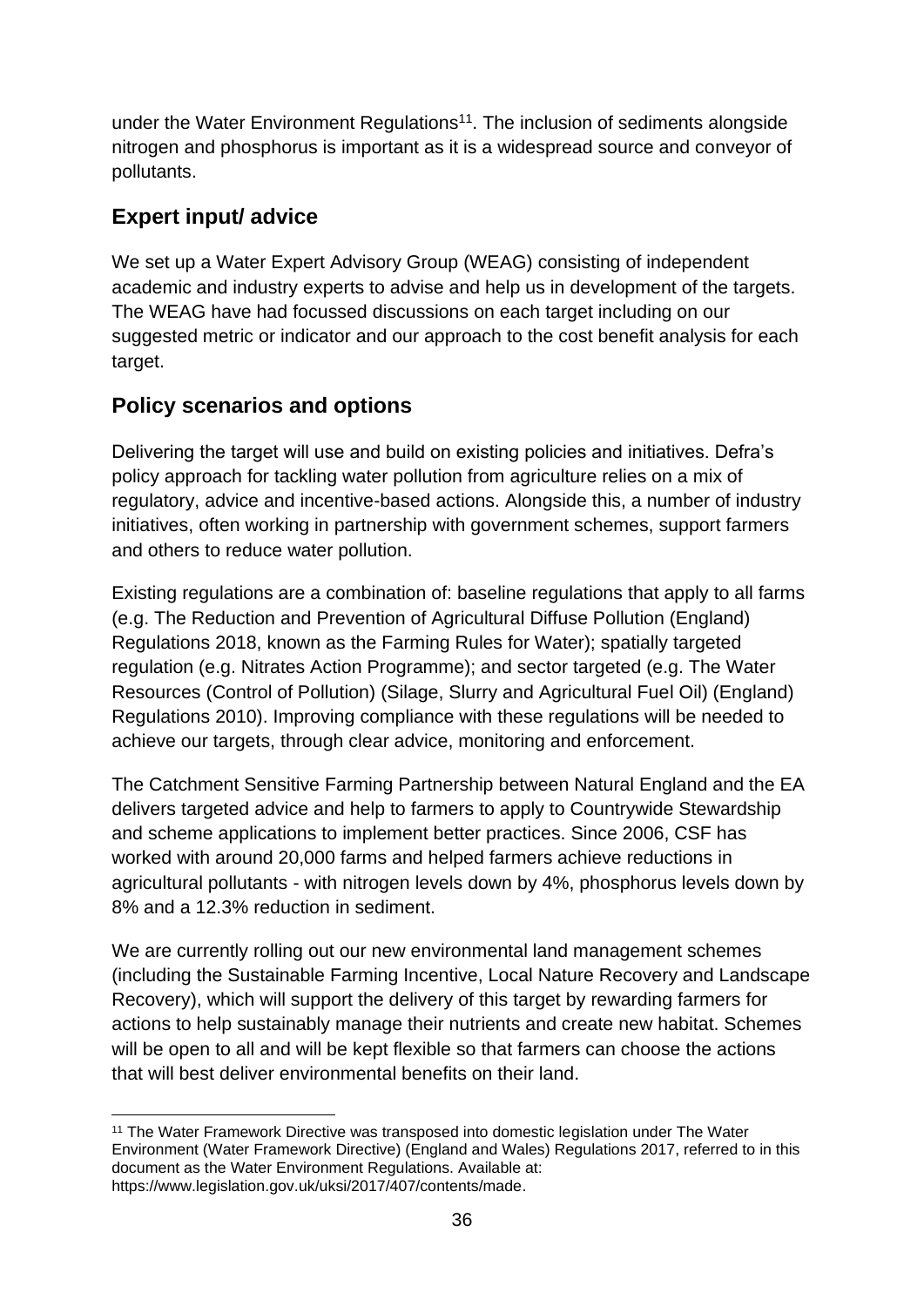under the Water Environment Regulations[11]. The inclusion of sediments alongside nitrogen and phosphorus is important as it is a widespread source and conveyor of pollutants.

## Expert input/ advice

We set up a Water Expert Advisory Group (WEAG) consisting of independent academic and industry experts to advise and help us in development of the targets. The WEAG have had focussed discussions on each target including on our suggested metric or indicator and our approach to the cost benefit analysis for each target.

## Policy scenarios and options

Delivering the target will use and build on existing policies and initiatives. Defra's policy approach for tackling water pollution from agriculture relies on a mix of regulatory, advice and incentive-based actions. Alongside this, a number of industry initiatives, often working in partnership with government schemes, support farmers and others to reduce water pollution.

Existing regulations are a combination of: baseline regulations that apply to all farms (e.g. The Reduction and Prevention of Agricultural Diffuse Pollution (England) Regulations 2018, known as the Farming Rules for Water); spatially targeted regulation (e.g. Nitrates Action Programme); and sector targeted (e.g. The Water Resources (Control of Pollution) (Silage, Slurry and Agricultural Fuel Oil) (England) Regulations 2010). Improving compliance with these regulations will be needed to achieve our targets, through clear advice, monitoring and enforcement.

The Catchment Sensitive Farming Partnership between Natural England and the EA delivers targeted advice and help to farmers to apply to Countrywide Stewardship and scheme applications to implement better practices. Since 2006, CSF has worked with around 20,000 farms and helped farmers achieve reductions in agricultural pollutants - with nitrogen levels down by 4%, phosphorus levels down by 8% and a 12.3% reduction in sediment.

We are currently rolling out our new environmental land management schemes (including the Sustainable Farming Incentive, Local Nature Recovery and Landscape Recovery), which will support the delivery of this target by rewarding farmers for actions to help sustainably manage their nutrients and create new habitat. Schemes will be open to all and will be kept flexible so that farmers can choose the actions that will best deliver environmental benefits on their land.

[11] The Water Framework Directive was transposed into domestic legislation under The Water Environment (Water Framework Directive) (England and Wales) Regulations 2017, referred to in this document as the Water Environment Regulations. Available at: https://www.legislation.gov.uk/uksi/2017/407/contents/made.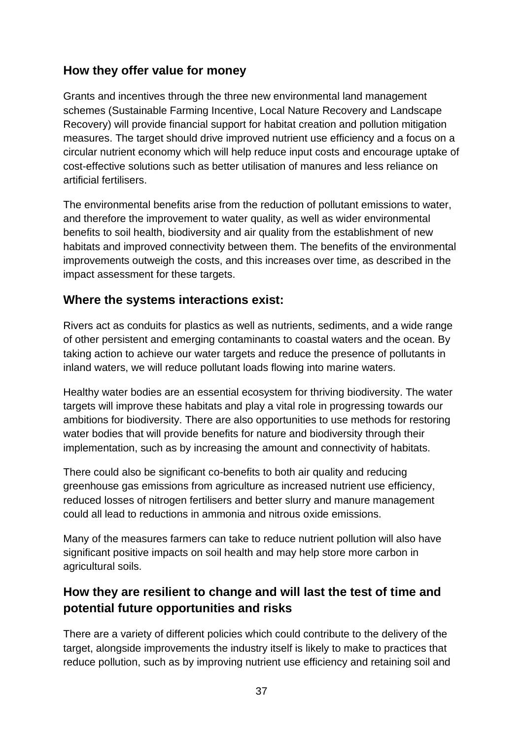## How they offer value for money

Grants and incentives through the three new environmental land management schemes (Sustainable Farming Incentive, Local Nature Recovery and Landscape Recovery) will provide financial support for habitat creation and pollution mitigation measures. The target should drive improved nutrient use efficiency and a focus on a circular nutrient economy which will help reduce input costs and encourage uptake of cost-effective solutions such as better utilisation of manures and less reliance on artificial fertilisers.

The environmental benefits arise from the reduction of pollutant emissions to water, and therefore the improvement to water quality, as well as wider environmental benefits to soil health, biodiversity and air quality from the establishment of new habitats and improved connectivity between them. The benefits of the environmental improvements outweigh the costs, and this increases over time, as described in the impact assessment for these targets.

## Where the systems interactions exist:

Rivers act as conduits for plastics as well as nutrients, sediments, and a wide range of other persistent and emerging contaminants to coastal waters and the ocean. By taking action to achieve our water targets and reduce the presence of pollutants in inland waters, we will reduce pollutant loads flowing into marine waters.

Healthy water bodies are an essential ecosystem for thriving biodiversity. The water targets will improve these habitats and play a vital role in progressing towards our ambitions for biodiversity. There are also opportunities to use methods for restoring water bodies that will provide benefits for nature and biodiversity through their implementation, such as by increasing the amount and connectivity of habitats.

There could also be significant co-benefits to both air quality and reducing greenhouse gas emissions from agriculture as increased nutrient use efficiency, reduced losses of nitrogen fertilisers and better slurry and manure management could all lead to reductions in ammonia and nitrous oxide emissions.

Many of the measures farmers can take to reduce nutrient pollution will also have significant positive impacts on soil health and may help store more carbon in agricultural soils.

## How they are resilient to change and will last the test of time and potential future opportunities and risks

There are a variety of different policies which could contribute to the delivery of the target, alongside improvements the industry itself is likely to make to practices that reduce pollution, such as by improving nutrient use efficiency and retaining soil and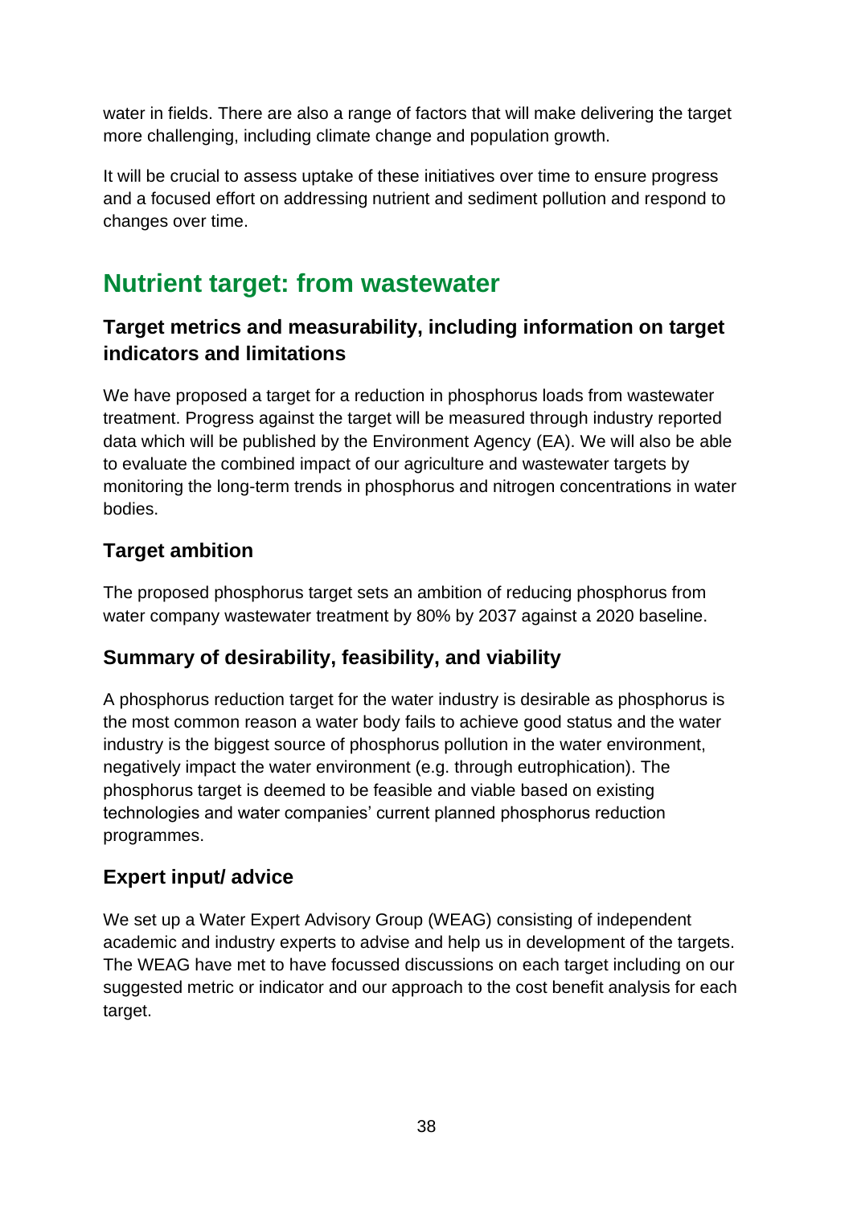water in fields. There are also a range of factors that will make delivering the target more challenging, including climate change and population growth.

It will be crucial to assess uptake of these initiatives over time to ensure progress and a focused effort on addressing nutrient and sediment pollution and respond to changes over time.

## Nutrient target: from wastewater

### Target metrics and measurability, including information on target indicators and limitations

We have proposed a target for a reduction in phosphorus loads from wastewater treatment. Progress against the target will be measured through industry reported data which will be published by the Environment Agency (EA). We will also be able to evaluate the combined impact of our agriculture and wastewater targets by monitoring the long-term trends in phosphorus and nitrogen concentrations in water bodies.

### Target ambition

The proposed phosphorus target sets an ambition of reducing phosphorus from water company wastewater treatment by 80% by 2037 against a 2020 baseline.

### Summary of desirability, feasibility, and viability

A phosphorus reduction target for the water industry is desirable as phosphorus is the most common reason a water body fails to achieve good status and the water industry is the biggest source of phosphorus pollution in the water environment, negatively impact the water environment (e.g. through eutrophication). The phosphorus target is deemed to be feasible and viable based on existing technologies and water companies' current planned phosphorus reduction programmes.

### Expert input/ advice

We set up a Water Expert Advisory Group (WEAG) consisting of independent academic and industry experts to advise and help us in development of the targets. The WEAG have met to have focussed discussions on each target including on our suggested metric or indicator and our approach to the cost benefit analysis for each target.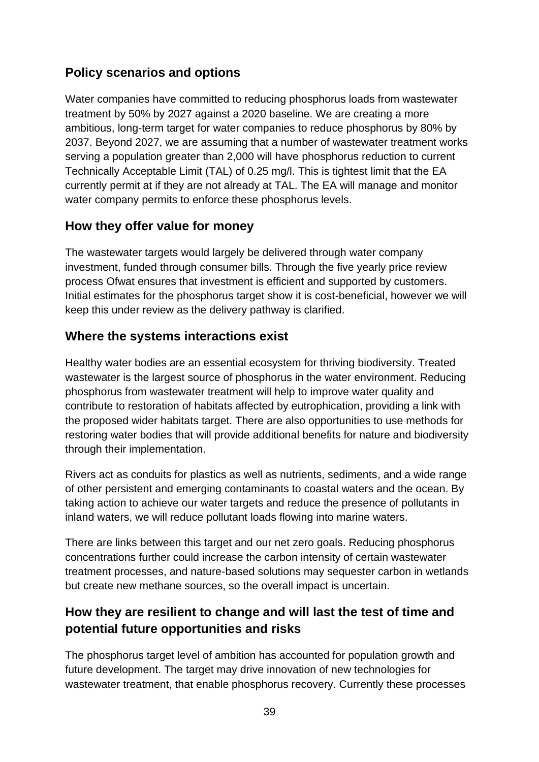## Policy scenarios and options

Water companies have committed to reducing phosphorus loads from wastewater treatment by 50% by 2027 against a 2020 baseline. We are creating a more ambitious, long-term target for water companies to reduce phosphorus by 80% by 2037. Beyond 2027, we are assuming that a number of wastewater treatment works serving a population greater than 2,000 will have phosphorus reduction to current Technically Acceptable Limit (TAL) of 0.25 mg/l. This is tightest limit that the EA currently permit at if they are not already at TAL. The EA will manage and monitor water company permits to enforce these phosphorus levels.

## How they offer value for money

The wastewater targets would largely be delivered through water company investment, funded through consumer bills. Through the five yearly price review process Ofwat ensures that investment is efficient and supported by customers. Initial estimates for the phosphorus target show it is cost-beneficial, however we will keep this under review as the delivery pathway is clarified.

## Where the systems interactions exist

Healthy water bodies are an essential ecosystem for thriving biodiversity. Treated wastewater is the largest source of phosphorus in the water environment. Reducing phosphorus from wastewater treatment will help to improve water quality and contribute to restoration of habitats affected by eutrophication, providing a link with the proposed wider habitats target. There are also opportunities to use methods for restoring water bodies that will provide additional benefits for nature and biodiversity through their implementation.

Rivers act as conduits for plastics as well as nutrients, sediments, and a wide range of other persistent and emerging contaminants to coastal waters and the ocean. By taking action to achieve our water targets and reduce the presence of pollutants in inland waters, we will reduce pollutant loads flowing into marine waters.

There are links between this target and our net zero goals. Reducing phosphorus concentrations further could increase the carbon intensity of certain wastewater treatment processes, and nature-based solutions may sequester carbon in wetlands but create new methane sources, so the overall impact is uncertain.

## How they are resilient to change and will last the test of time and potential future opportunities and risks

The phosphorus target level of ambition has accounted for population growth and future development. The target may drive innovation of new technologies for wastewater treatment, that enable phosphorus recovery. Currently these processes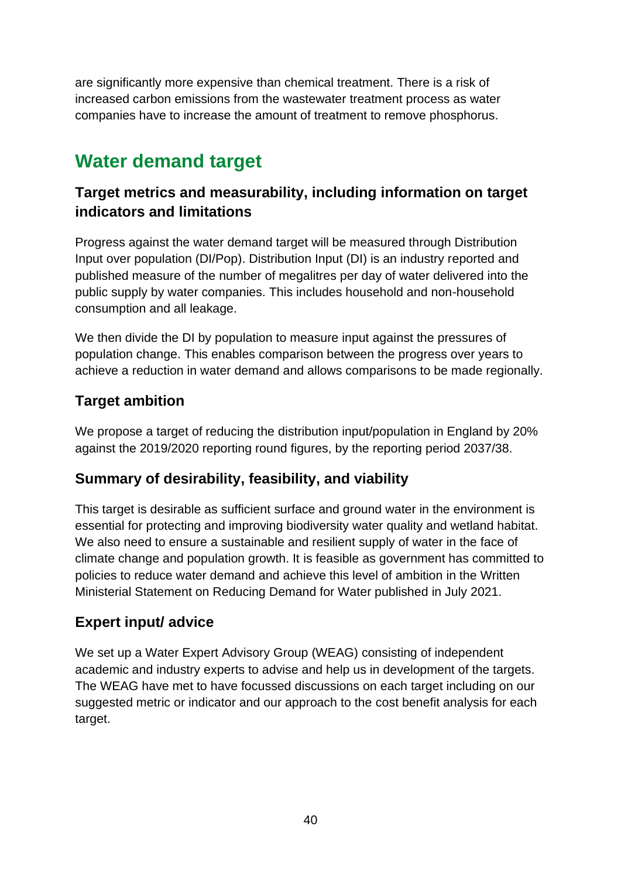are significantly more expensive than chemical treatment. There is a risk of increased carbon emissions from the wastewater treatment process as water companies have to increase the amount of treatment to remove phosphorus.

## Water demand target

### Target metrics and measurability, including information on target indicators and limitations

Progress against the water demand target will be measured through Distribution Input over population (DI/Pop). Distribution Input (DI) is an industry reported and published measure of the number of megalitres per day of water delivered into the public supply by water companies. This includes household and non-household consumption and all leakage.

We then divide the DI by population to measure input against the pressures of population change. This enables comparison between the progress over years to achieve a reduction in water demand and allows comparisons to be made regionally.

### Target ambition

We propose a target of reducing the distribution input/population in England by 20% against the 2019/2020 reporting round figures, by the reporting period 2037/38.

### Summary of desirability, feasibility, and viability

This target is desirable as sufficient surface and ground water in the environment is essential for protecting and improving biodiversity water quality and wetland habitat. We also need to ensure a sustainable and resilient supply of water in the face of climate change and population growth. It is feasible as government has committed to policies to reduce water demand and achieve this level of ambition in the Written Ministerial Statement on Reducing Demand for Water published in July 2021.

### Expert input/ advice

We set up a Water Expert Advisory Group (WEAG) consisting of independent academic and industry experts to advise and help us in development of the targets. The WEAG have met to have focussed discussions on each target including on our suggested metric or indicator and our approach to the cost benefit analysis for each target.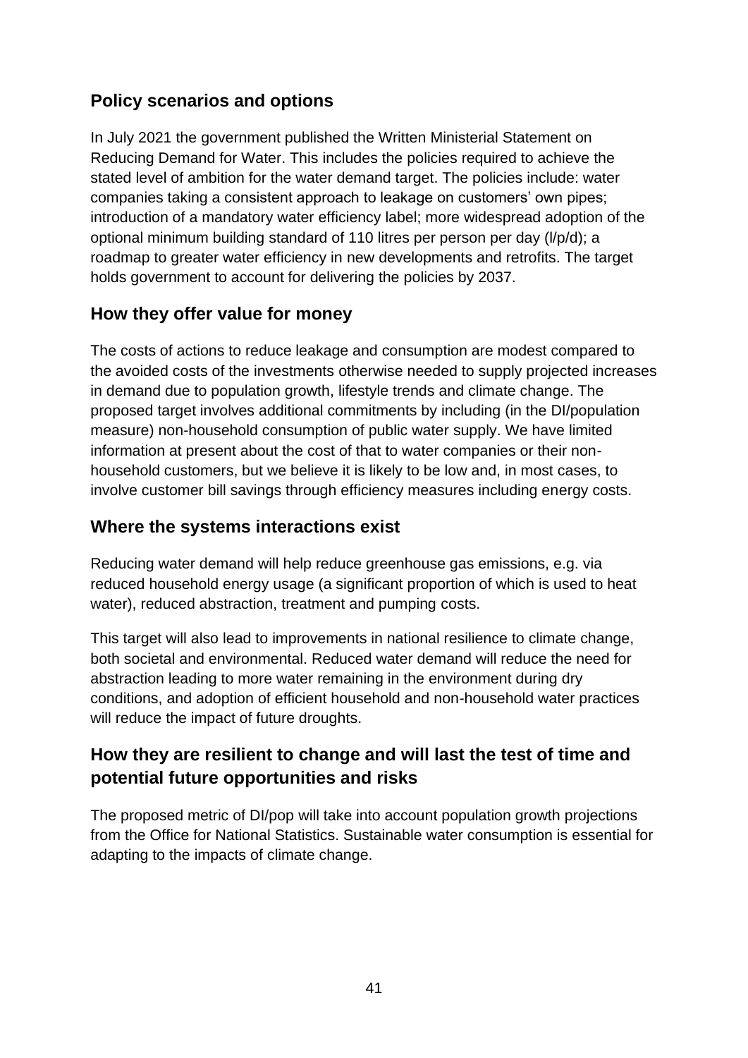## Policy scenarios and options

In July 2021 the government published the Written Ministerial Statement on Reducing Demand for Water. This includes the policies required to achieve the stated level of ambition for the water demand target. The policies include: water companies taking a consistent approach to leakage on customers' own pipes; introduction of a mandatory water efficiency label; more widespread adoption of the optional minimum building standard of 110 litres per person per day (l/p/d); a roadmap to greater water efficiency in new developments and retrofits. The target holds government to account for delivering the policies by 2037.

## How they offer value for money

The costs of actions to reduce leakage and consumption are modest compared to the avoided costs of the investments otherwise needed to supply projected increases in demand due to population growth, lifestyle trends and climate change. The proposed target involves additional commitments by including (in the DI/population measure) non-household consumption of public water supply. We have limited information at present about the cost of that to water companies or their non-household customers, but we believe it is likely to be low and, in most cases, to involve customer bill savings through efficiency measures including energy costs.

## Where the systems interactions exist

Reducing water demand will help reduce greenhouse gas emissions, e.g. via reduced household energy usage (a significant proportion of which is used to heat water), reduced abstraction, treatment and pumping costs.

This target will also lead to improvements in national resilience to climate change, both societal and environmental. Reduced water demand will reduce the need for abstraction leading to more water remaining in the environment during dry conditions, and adoption of efficient household and non-household water practices will reduce the impact of future droughts.

## How they are resilient to change and will last the test of time and potential future opportunities and risks

The proposed metric of DI/pop will take into account population growth projections from the Office for National Statistics. Sustainable water consumption is essential for adapting to the impacts of climate change.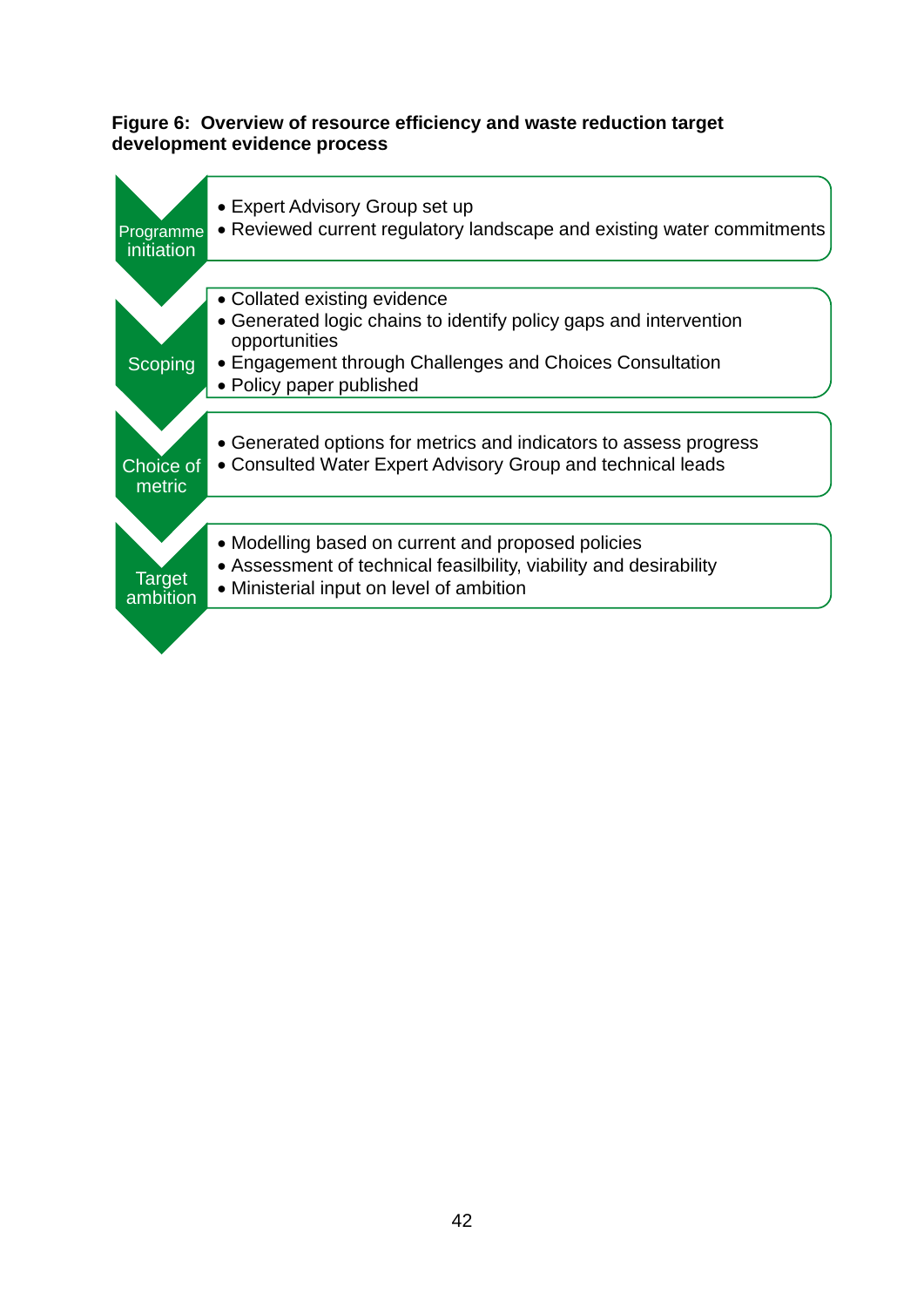**Figure 6: Overview of resource efficiency and waste reduction target development evidence process**

**Programme initiation**

- Expert Advisory Group set up
- Reviewed current regulatory landscape and existing water commitments

**Scoping**

- Collated existing evidence
- Generated logic chains to identify policy gaps and intervention opportunities
- Engagement through Challenges and Choices Consultation
- Policy paper published

**Choice of metric**

- Generated options for metrics and indicators to assess progress
- Consulted Water Expert Advisory Group and technical leads

**Target ambition**

- Modelling based on current and proposed policies
- Assessment of technical feasilbility, viability and desirability
- Ministerial input on level of ambition